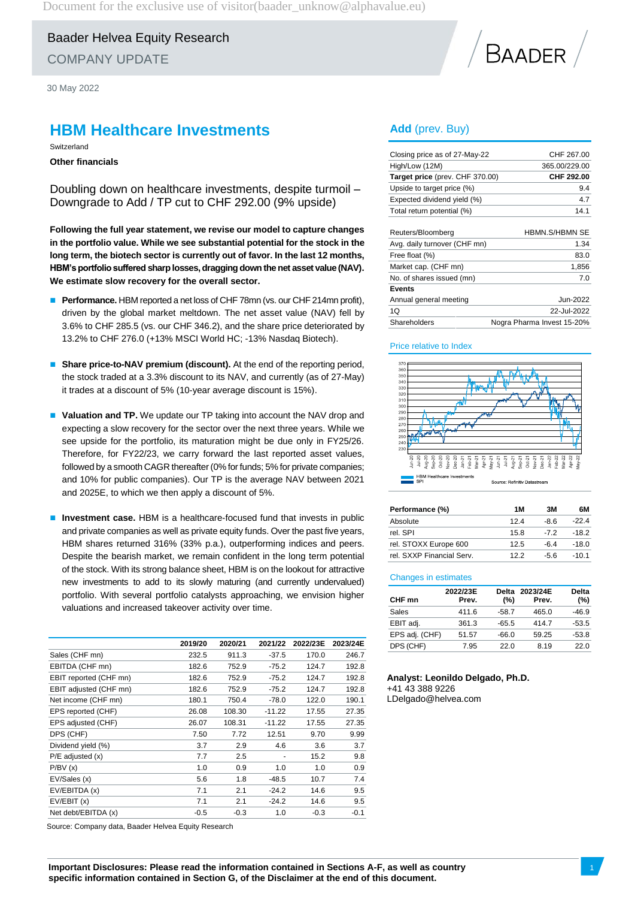Baader Helvea Equity Research

COMPANY UPDATE

30 May 2022

# HBM Healthcare Investments

Switzerland

**Other financials**

## Doubling down on healthcare investments, despite turmoil – Downgrade to Add / TP cut to CHF 292.00 (9% upside)

**Following the full year statement, we revise our model to capture changes in the portfolio value. While we see substantial potential for the stock in the long term, the biotech sector is currently out of favor. In the last 12 months, HBM's portfolio suffered sharp losses, dragging down the net asset value (NAV). We estimate slow recovery for the overall sector.**

- **Performance.** HBM reported a net loss of CHF 78mn (vs. our CHF 214mn profit), driven by the global market meltdown. The net asset value (NAV) fell by 3.6% to CHF 285.5 (vs. our CHF 346.2), and the share price deteriorated by 13.2% to CHF 276.0 (+13% MSCI World HC; -13% Nasdaq Biotech).

- **Share price-to-NAV premium (discount).** At the end of the reporting period, the stock traded at a 3.3% discount to its NAV, and currently (as of 27-May) it trades at a discount of 5% (10-year average discount is 15%).

- **Valuation and TP.** We update our TP taking into account the NAV drop and expecting a slow recovery for the sector over the next three years. While we see upside for the portfolio, its maturation might be due only in FY25/26. Therefore, for FY22/23, we carry forward the last reported asset values, followed by a smooth CAGR thereafter (0% for funds; 5% for private companies; and 10% for public companies). Our TP is the average NAV between 2021 and 2025E, to which we then apply a discount of 5%.

- **Investment case.** HBM is a healthcare-focused fund that invests in public and private companies as well as private equity funds. Over the past five years, HBM shares returned 316% (33% p.a.), outperforming indices and peers. Despite the bearish market, we remain confident in the long term potential of the stock. With its strong balance sheet, HBM is on the lookout for attractive new investments to add to its slowly maturing (and currently undervalued) portfolio. With several portfolio catalysts approaching, we envision higher valuations and increased takeover activity over time.

| | 2019/20 | 2020/21 | 2021/22 | 2022/23E | 2023/24E |
|---|---|---|---|---|---|
| Sales (CHF mn) | 232.5 | 911.3 | -37.5 | 170.0 | 246.7 |
| EBITDA (CHF mn) | 182.6 | 752.9 | -75.2 | 124.7 | 192.8 |
| EBIT reported (CHF mn) | 182.6 | 752.9 | -75.2 | 124.7 | 192.8 |
| EBIT adjusted (CHF mn) | 182.6 | 752.9 | -75.2 | 124.7 | 192.8 |
| Net income (CHF mn) | 180.1 | 750.4 | -78.0 | 122.0 | 190.1 |
| EPS reported (CHF) | 26.08 | 108.30 | -11.22 | 17.55 | 27.35 |
| EPS adjusted (CHF) | 26.07 | 108.31 | -11.22 | 17.55 | 27.35 |
| DPS (CHF) | 7.50 | 7.72 | 12.51 | 9.70 | 9.99 |
| Dividend yield (%) | 3.7 | 2.9 | 4.6 | 3.6 | 3.7 |
| P/E adjusted (x) | 7.7 | 2.5 | - | 15.2 | 9.8 |
| P/BV (x) | 1.0 | 0.9 | 1.0 | 1.0 | 0.9 |
| EV/Sales (x) | 5.6 | 1.8 | -48.5 | 10.7 | 7.4 |
| EV/EBITDA (x) | 7.1 | 2.1 | -24.2 | 14.6 | 9.5 |
| EV/EBIT (x) | 7.1 | 2.1 | -24.2 | 14.6 | 9.5 |
| Net debt/EBITDA (x) | -0.5 | -0.3 | 1.0 | -0.3 | -0.1 |

Source: Company data, Baader Helvea Equity Research

## Add (prev. Buy)

| | |
|---|---|
| Closing price as of 27-May-22 | CHF 267.00 |
| High/Low (12M) | 365.00/229.00 |
| **Target price** (prev. CHF 370.00) | **CHF 292.00** |
| Upside to target price (%) | 9.4 |
| Expected dividend yield (%) | 4.7 |
| Total return potential (%) | 14.1 |

| | |
|---|---|
| Reuters/Bloomberg | HBMN.S/HBMN SE |
| Avg. daily turnover (CHF mn) | 1.34 |
| Free float (%) | 83.0 |
| Market cap. (CHF mn) | 1,856 |
| No. of shares issued (mn) | 7.0 |
| **Events** | |
| Annual general meeting | Jun-2022 |
| 1Q | 22-Jul-2022 |
| Shareholders | Nogra Pharma Invest 15-20% |

### Price relative to Index

HBM Healthcare Investments; SPI — Source: Refinitiv Datastream

| Performance (%) | 1M | 3M | 6M |
|---|---|---|---|
| Absolute | 12.4 | -8.6 | -22.4 |
| rel. SPI | 15.8 | -7.2 | -18.2 |
| rel. STOXX Europe 600 | 12.5 | -6.4 | -18.0 |
| rel. SXXP Financial Serv. | 12.2 | -5.6 | -10.1 |

### Changes in estimates

| CHF mn | 2022/23E Prev. | Delta (%) | 2023/24E Prev. | Delta (%) |
|---|---|---|---|---|
| Sales | 411.6 | -58.7 | 465.0 | -46.9 |
| EBIT adj. | 361.3 | -65.5 | 414.7 | -53.5 |
| EPS adj. (CHF) | 51.57 | -66.0 | 59.25 | -53.8 |
| DPS (CHF) | 7.95 | 22.0 | 8.19 | 22.0 |

**Analyst: Leonildo Delgado, Ph.D.**
+41 43 388 9226
LDelgado@helvea.com

**Important Disclosures: Please read the information contained in Sections A-F, as well as country specific information contained in Section G, of the Disclaimer at the end of this document.**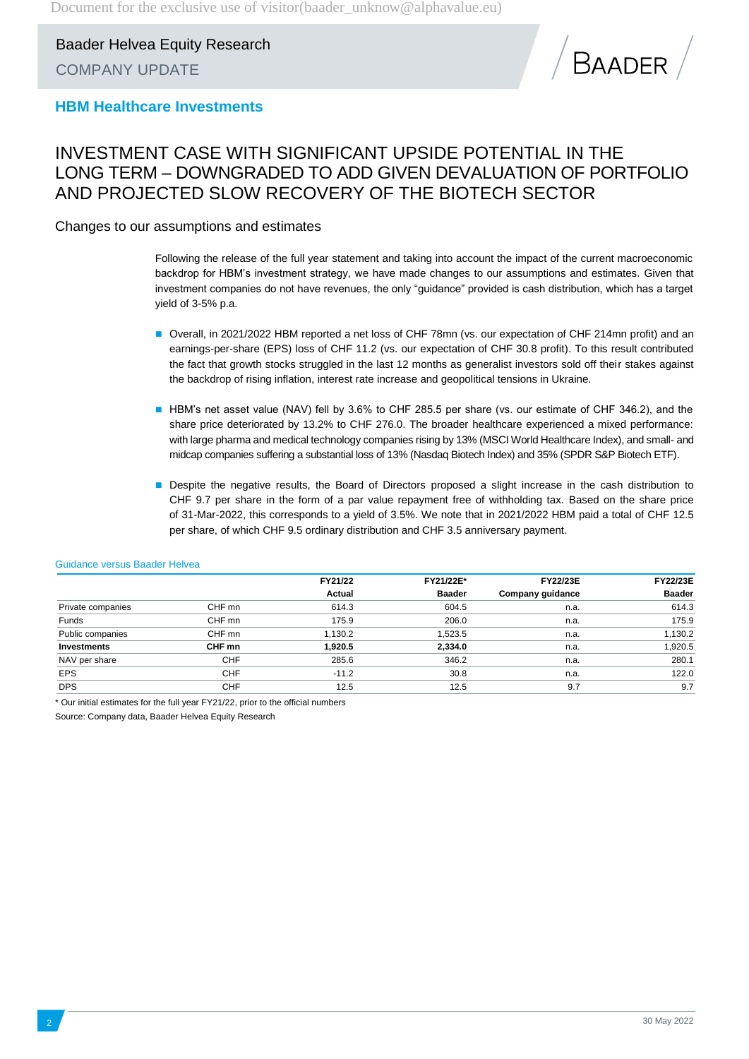## HBM Healthcare Investments

# INVESTMENT CASE WITH SIGNIFICANT UPSIDE POTENTIAL IN THE LONG TERM – DOWNGRADED TO ADD GIVEN DEVALUATION OF PORTFOLIO AND PROJECTED SLOW RECOVERY OF THE BIOTECH SECTOR

## Changes to our assumptions and estimates

Following the release of the full year statement and taking into account the impact of the current macroeconomic backdrop for HBM's investment strategy, we have made changes to our assumptions and estimates. Given that investment companies do not have revenues, the only "guidance" provided is cash distribution, which has a target yield of 3-5% p.a.

- Overall, in 2021/2022 HBM reported a net loss of CHF 78mn (vs. our expectation of CHF 214mn profit) and an earnings-per-share (EPS) loss of CHF 11.2 (vs. our expectation of CHF 30.8 profit). To this result contributed the fact that growth stocks struggled in the last 12 months as generalist investors sold off their stakes against the backdrop of rising inflation, interest rate increase and geopolitical tensions in Ukraine.

- HBM's net asset value (NAV) fell by 3.6% to CHF 285.5 per share (vs. our estimate of CHF 346.2), and the share price deteriorated by 13.2% to CHF 276.0. The broader healthcare experienced a mixed performance: with large pharma and medical technology companies rising by 13% (MSCI World Healthcare Index), and small- and midcap companies suffering a substantial loss of 13% (Nasdaq Biotech Index) and 35% (SPDR S&P Biotech ETF).

- Despite the negative results, the Board of Directors proposed a slight increase in the cash distribution to CHF 9.7 per share in the form of a par value repayment free of withholding tax. Based on the share price of 31-Mar-2022, this corresponds to a yield of 3.5%. We note that in 2021/2022 HBM paid a total of CHF 12.5 per share, of which CHF 9.5 ordinary distribution and CHF 3.5 anniversary payment.

Guidance versus Baader Helvea

| | | FY21/22 Actual | FY21/22E* Baader | FY22/23E Company guidance | FY22/23E Baader |
|---|---|---|---|---|---|
| Private companies | CHF mn | 614.3 | 604.5 | n.a. | 614.3 |
| Funds | CHF mn | 175.9 | 206.0 | n.a. | 175.9 |
| Public companies | CHF mn | 1,130.2 | 1,523.5 | n.a. | 1,130.2 |
| **Investments** | **CHF mn** | **1,920.5** | **2,334.0** | n.a. | 1,920.5 |
| NAV per share | CHF | 285.6 | 346.2 | n.a. | 280.1 |
| EPS | CHF | -11.2 | 30.8 | n.a. | 122.0 |
| DPS | CHF | 12.5 | 12.5 | 9.7 | 9.7 |

\* Our initial estimates for the full year FY21/22, prior to the official numbers

Source: Company data, Baader Helvea Equity Research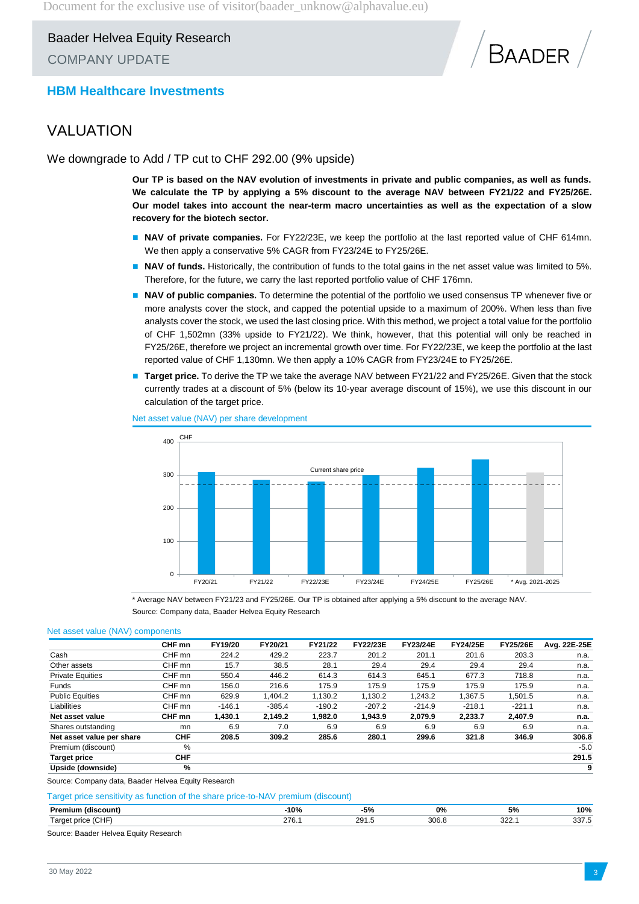HBM Healthcare Investments

# VALUATION

## We downgrade to Add / TP cut to CHF 292.00 (9% upside)

**Our TP is based on the NAV evolution of investments in private and public companies, as well as funds. We calculate the TP by applying a 5% discount to the average NAV between FY21/22 and FY25/26E. Our model takes into account the near-term macro uncertainties as well as the expectation of a slow recovery for the biotech sector.**

- **NAV of private companies.** For FY22/23E, we keep the portfolio at the last reported value of CHF 614mn. We then apply a conservative 5% CAGR from FY23/24E to FY25/26E.
- **NAV of funds.** Historically, the contribution of funds to the total gains in the net asset value was limited to 5%. Therefore, for the future, we carry the last reported portfolio value of CHF 176mn.
- **NAV of public companies.** To determine the potential of the portfolio we used consensus TP whenever five or more analysts cover the stock, and capped the potential upside to a maximum of 200%. When less than five analysts cover the stock, we used the last closing price. With this method, we project a total value for the portfolio of CHF 1,502mn (33% upside to FY21/22). We think, however, that this potential will only be reached in FY25/26E, therefore we project an incremental growth over time. For FY22/23E, we keep the portfolio at the last reported value of CHF 1,130mn. We then apply a 10% CAGR from FY23/24E to FY25/26E.
- **Target price.** To derive the TP we take the average NAV between FY21/22 and FY25/26E. Given that the stock currently trades at a discount of 5% (below its 10-year average discount of 15%), we use this discount in our calculation of the target price.

Net asset value (NAV) per share development

\* Average NAV between FY21/23 and FY25/26E. Our TP is obtained after applying a 5% discount to the average NAV.
Source: Company data, Baader Helvea Equity Research

Net asset value (NAV) components

| | CHF mn | FY19/20 | FY20/21 | FY21/22 | FY22/23E | FY23/24E | FY24/25E | FY25/26E | Avg. 22E-25E |
|---|---|---|---|---|---|---|---|---|---|
| Cash | CHF mn | 224.2 | 429.2 | 223.7 | 201.2 | 201.1 | 201.6 | 203.3 | n.a. |
| Other assets | CHF mn | 15.7 | 38.5 | 28.1 | 29.4 | 29.4 | 29.4 | 29.4 | n.a. |
| Private Equities | CHF mn | 550.4 | 446.2 | 614.3 | 614.3 | 645.1 | 677.3 | 718.8 | n.a. |
| Funds | CHF mn | 156.0 | 216.6 | 175.9 | 175.9 | 175.9 | 175.9 | 175.9 | n.a. |
| Public Equities | CHF mn | 629.9 | 1,404.2 | 1,130.2 | 1,130.2 | 1,243.2 | 1,367.5 | 1,501.5 | n.a. |
| Liabilities | CHF mn | -146.1 | -385.4 | -190.2 | -207.2 | -214.9 | -218.1 | -221.1 | n.a. |
| **Net asset value** | **CHF mn** | **1,430.1** | **2,149.2** | **1,982.0** | **1,943.9** | **2,079.9** | **2,233.7** | **2,407.9** | **n.a.** |
| Shares outstanding | mn | 6.9 | 7.0 | 6.9 | 6.9 | 6.9 | 6.9 | 6.9 | n.a. |
| **Net asset value per share** | **CHF** | **208.5** | **309.2** | **285.6** | **280.1** | **299.6** | **321.8** | **346.9** | **306.8** |
| Premium (discount) | % | | | | | | | | -5.0 |
| **Target price** | **CHF** | | | | | | | | **291.5** |
| **Upside (downside)** | **%** | | | | | | | | **9** |

Source: Company data, Baader Helvea Equity Research

Target price sensitivity as function of the share price-to-NAV premium (discount)

| **Premium (discount)** | **-10%** | **-5%** | **0%** | **5%** | **10%** |
|---|---|---|---|---|---|
| Target price (CHF) | 276.1 | 291.5 | 306.8 | 322.1 | 337.5 |

Source: Baader Helvea Equity Research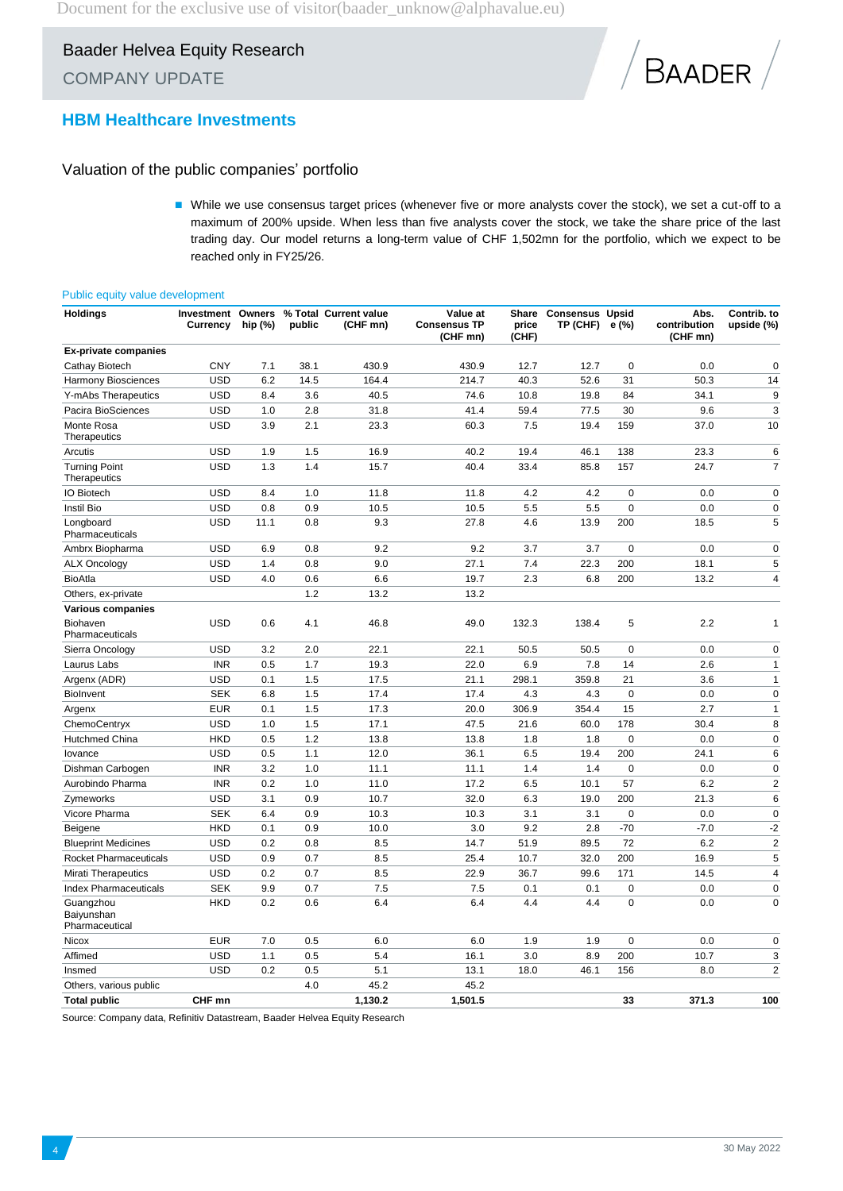## HBM Healthcare Investments

### Valuation of the public companies' portfolio

- While we use consensus target prices (whenever five or more analysts cover the stock), we set a cut-off to a maximum of 200% upside. When less than five analysts cover the stock, we take the share price of the last trading day. Our model returns a long-term value of CHF 1,502mn for the portfolio, which we expect to be reached only in FY25/26.

Public equity value development

| Holdings | Investment Currency | Ownership (%) | % Total public | Current value (CHF mn) | Value at Consensus TP (CHF mn) | Share price (CHF) | Consensus TP (CHF) | Upside (%) | Abs. contribution (CHF mn) | Contrib. to upside (%) |
|---|---|---|---|---|---|---|---|---|---|---|
| **Ex-private companies** | | | | | | | | | | |
| Cathay Biotech | CNY | 7.1 | 38.1 | 430.9 | 430.9 | 12.7 | 12.7 | 0 | 0.0 | 0 |
| Harmony Biosciences | USD | 6.2 | 14.5 | 164.4 | 214.7 | 40.3 | 52.6 | 31 | 50.3 | 14 |
| Y-mAbs Therapeutics | USD | 8.4 | 3.6 | 40.5 | 74.6 | 10.8 | 19.8 | 84 | 34.1 | 9 |
| Pacira BioSciences | USD | 1.0 | 2.8 | 31.8 | 41.4 | 59.4 | 77.5 | 30 | 9.6 | 3 |
| Monte Rosa Therapeutics | USD | 3.9 | 2.1 | 23.3 | 60.3 | 7.5 | 19.4 | 159 | 37.0 | 10 |
| Arcutis | USD | 1.9 | 1.5 | 16.9 | 40.2 | 19.4 | 46.1 | 138 | 23.3 | 6 |
| Turning Point Therapeutics | USD | 1.3 | 1.4 | 15.7 | 40.4 | 33.4 | 85.8 | 157 | 24.7 | 7 |
| IO Biotech | USD | 8.4 | 1.0 | 11.8 | 11.8 | 4.2 | 4.2 | 0 | 0.0 | 0 |
| Instil Bio | USD | 0.8 | 0.9 | 10.5 | 10.5 | 5.5 | 5.5 | 0 | 0.0 | 0 |
| Longboard Pharmaceuticals | USD | 11.1 | 0.8 | 9.3 | 27.8 | 4.6 | 13.9 | 200 | 18.5 | 5 |
| Ambrx Biopharma | USD | 6.9 | 0.8 | 9.2 | 9.2 | 3.7 | 3.7 | 0 | 0.0 | 0 |
| ALX Oncology | USD | 1.4 | 0.8 | 9.0 | 27.1 | 7.4 | 22.3 | 200 | 18.1 | 5 |
| BioAtla | USD | 4.0 | 0.6 | 6.6 | 19.7 | 2.3 | 6.8 | 200 | 13.2 | 4 |
| Others, ex-private | | | 1.2 | 13.2 | 13.2 | | | | | |
| **Various companies** | | | | | | | | | | |
| Biohaven Pharmaceuticals | USD | 0.6 | 4.1 | 46.8 | 49.0 | 132.3 | 138.4 | 5 | 2.2 | 1 |
| Sierra Oncology | USD | 3.2 | 2.0 | 22.1 | 22.1 | 50.5 | 50.5 | 0 | 0.0 | 0 |
| Laurus Labs | INR | 0.5 | 1.7 | 19.3 | 22.0 | 6.9 | 7.8 | 14 | 2.6 | 1 |
| Argenx (ADR) | USD | 0.1 | 1.5 | 17.5 | 21.1 | 298.1 | 359.8 | 21 | 3.6 | 1 |
| BioInvent | SEK | 6.8 | 1.5 | 17.4 | 17.4 | 4.3 | 4.3 | 0 | 0.0 | 0 |
| Argenx | EUR | 0.1 | 1.5 | 17.3 | 20.0 | 306.9 | 354.4 | 15 | 2.7 | 1 |
| ChemoCentryx | USD | 1.0 | 1.5 | 17.1 | 47.5 | 21.6 | 60.0 | 178 | 30.4 | 8 |
| Hutchmed China | HKD | 0.5 | 1.2 | 13.8 | 13.8 | 1.8 | 1.8 | 0 | 0.0 | 0 |
| Iovance | USD | 0.5 | 1.1 | 12.0 | 36.1 | 6.5 | 19.4 | 200 | 24.1 | 6 |
| Dishman Carbogen | INR | 3.2 | 1.0 | 11.1 | 11.1 | 1.4 | 1.4 | 0 | 0.0 | 0 |
| Aurobindo Pharma | INR | 0.2 | 1.0 | 11.0 | 17.2 | 6.5 | 10.1 | 57 | 6.2 | 2 |
| Zymeworks | USD | 3.1 | 0.9 | 10.7 | 32.0 | 6.3 | 19.0 | 200 | 21.3 | 6 |
| Vicore Pharma | SEK | 6.4 | 0.9 | 10.3 | 10.3 | 3.1 | 3.1 | 0 | 0.0 | 0 |
| Beigene | HKD | 0.1 | 0.9 | 10.0 | 3.0 | 9.2 | 2.8 | -70 | -7.0 | -2 |
| Blueprint Medicines | USD | 0.2 | 0.8 | 8.5 | 14.7 | 51.9 | 89.5 | 72 | 6.2 | 2 |
| Rocket Pharmaceuticals | USD | 0.9 | 0.7 | 8.5 | 25.4 | 10.7 | 32.0 | 200 | 16.9 | 5 |
| Mirati Therapeutics | USD | 0.2 | 0.7 | 8.5 | 22.9 | 36.7 | 99.6 | 171 | 14.5 | 4 |
| Index Pharmaceuticals | SEK | 9.9 | 0.7 | 7.5 | 7.5 | 0.1 | 0.1 | 0 | 0.0 | 0 |
| Guangzhou Baiyunshan Pharmaceutical | HKD | 0.2 | 0.6 | 6.4 | 6.4 | 4.4 | 4.4 | 0 | 0.0 | 0 |
| Nicox | EUR | 7.0 | 0.5 | 6.0 | 6.0 | 1.9 | 1.9 | 0 | 0.0 | 0 |
| Affimed | USD | 1.1 | 0.5 | 5.4 | 16.1 | 3.0 | 8.9 | 200 | 10.7 | 3 |
| Insmed | USD | 0.2 | 0.5 | 5.1 | 13.1 | 18.0 | 46.1 | 156 | 8.0 | 2 |
| Others, various public | | | 4.0 | 45.2 | 45.2 | | | | | |
| **Total public** | **CHF mn** | | | **1,130.2** | **1,501.5** | | | **33** | **371.3** | **100** |

Source: Company data, Refinitiv Datastream, Baader Helvea Equity Research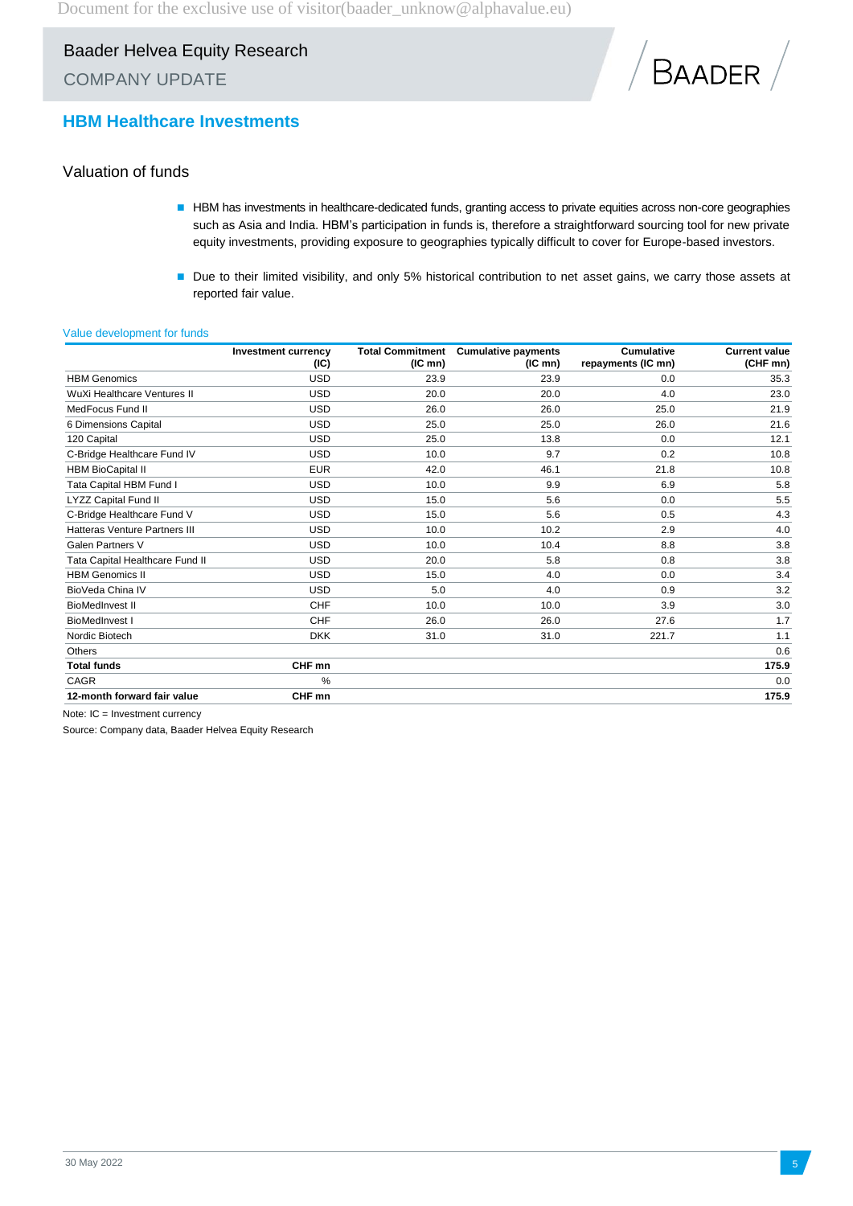# HBM Healthcare Investments

## Valuation of funds

- HBM has investments in healthcare-dedicated funds, granting access to private equities across non-core geographies such as Asia and India. HBM's participation in funds is, therefore a straightforward sourcing tool for new private equity investments, providing exposure to geographies typically difficult to cover for Europe-based investors.
- Due to their limited visibility, and only 5% historical contribution to net asset gains, we carry those assets at reported fair value.

Value development for funds

| | Investment currency (IC) | Total Commitment (IC mn) | Cumulative payments (IC mn) | Cumulative repayments (IC mn) | Current value (CHF mn) |
|---|---|---|---|---|---|
| HBM Genomics | USD | 23.9 | 23.9 | 0.0 | 35.3 |
| WuXi Healthcare Ventures II | USD | 20.0 | 20.0 | 4.0 | 23.0 |
| MedFocus Fund II | USD | 26.0 | 26.0 | 25.0 | 21.9 |
| 6 Dimensions Capital | USD | 25.0 | 25.0 | 26.0 | 21.6 |
| 120 Capital | USD | 25.0 | 13.8 | 0.0 | 12.1 |
| C-Bridge Healthcare Fund IV | USD | 10.0 | 9.7 | 0.2 | 10.8 |
| HBM BioCapital II | EUR | 42.0 | 46.1 | 21.8 | 10.8 |
| Tata Capital HBM Fund I | USD | 10.0 | 9.9 | 6.9 | 5.8 |
| LYZZ Capital Fund II | USD | 15.0 | 5.6 | 0.0 | 5.5 |
| C-Bridge Healthcare Fund V | USD | 15.0 | 5.6 | 0.5 | 4.3 |
| Hatteras Venture Partners III | USD | 10.0 | 10.2 | 2.9 | 4.0 |
| Galen Partners V | USD | 10.0 | 10.4 | 8.8 | 3.8 |
| Tata Capital Healthcare Fund II | USD | 20.0 | 5.8 | 0.8 | 3.8 |
| HBM Genomics II | USD | 15.0 | 4.0 | 0.0 | 3.4 |
| BioVeda China IV | USD | 5.0 | 4.0 | 0.9 | 3.2 |
| BioMedInvest II | CHF | 10.0 | 10.0 | 3.9 | 3.0 |
| BioMedInvest I | CHF | 26.0 | 26.0 | 27.6 | 1.7 |
| Nordic Biotech | DKK | 31.0 | 31.0 | 221.7 | 1.1 |
| Others | | | | | 0.6 |
| **Total funds** | **CHF mn** | | | | **175.9** |
| CAGR | % | | | | 0.0 |
| **12-month forward fair value** | **CHF mn** | | | | **175.9** |

Note: IC = Investment currency

Source: Company data, Baader Helvea Equity Research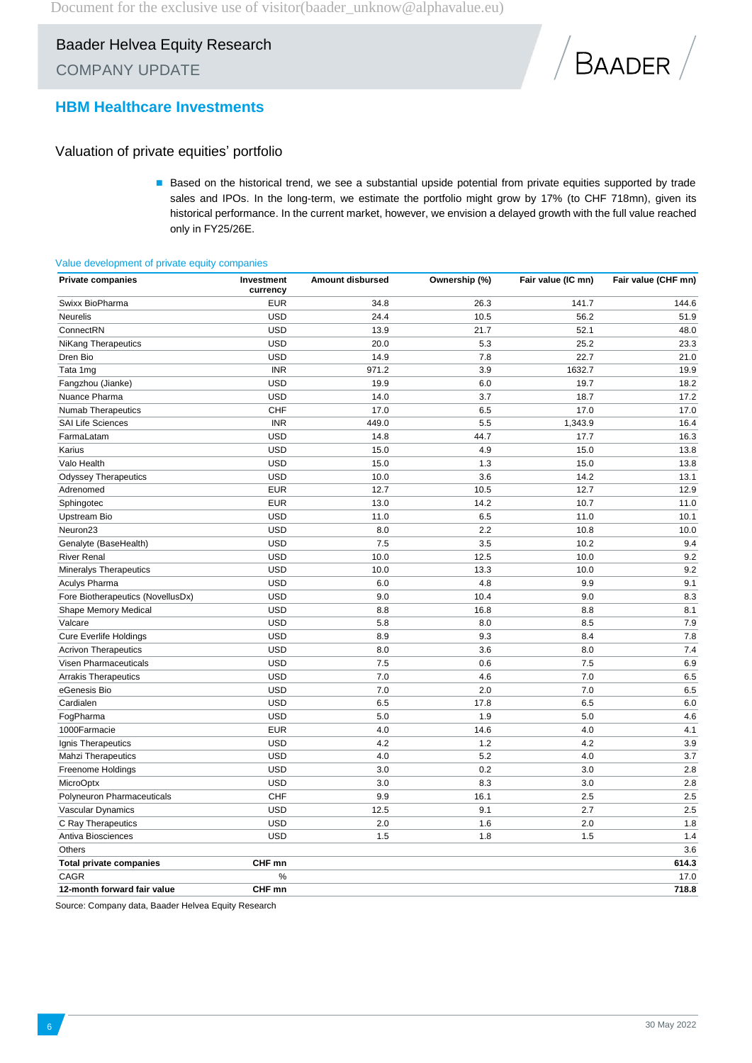Baader Helvea Equity Research

COMPANY UPDATE

## HBM Healthcare Investments

### Valuation of private equities' portfolio

- Based on the historical trend, we see a substantial upside potential from private equities supported by trade sales and IPOs. In the long-term, we estimate the portfolio might grow by 17% (to CHF 718mn), given its historical performance. In the current market, however, we envision a delayed growth with the full value reached only in FY25/26E.

Value development of private equity companies

| Private companies | Investment currency | Amount disbursed | Ownership (%) | Fair value (IC mn) | Fair value (CHF mn) |
|---|---|---|---|---|---|
| Swixx BioPharma | EUR | 34.8 | 26.3 | 141.7 | 144.6 |
| Neurelis | USD | 24.4 | 10.5 | 56.2 | 51.9 |
| ConnectRN | USD | 13.9 | 21.7 | 52.1 | 48.0 |
| NiKang Therapeutics | USD | 20.0 | 5.3 | 25.2 | 23.3 |
| Dren Bio | USD | 14.9 | 7.8 | 22.7 | 21.0 |
| Tata 1mg | INR | 971.2 | 3.9 | 1632.7 | 19.9 |
| Fangzhou (Jianke) | USD | 19.9 | 6.0 | 19.7 | 18.2 |
| Nuance Pharma | USD | 14.0 | 3.7 | 18.7 | 17.2 |
| Numab Therapeutics | CHF | 17.0 | 6.5 | 17.0 | 17.0 |
| SAI Life Sciences | INR | 449.0 | 5.5 | 1,343.9 | 16.4 |
| FarmaLatam | USD | 14.8 | 44.7 | 17.7 | 16.3 |
| Karius | USD | 15.0 | 4.9 | 15.0 | 13.8 |
| Valo Health | USD | 15.0 | 1.3 | 15.0 | 13.8 |
| Odyssey Therapeutics | USD | 10.0 | 3.6 | 14.2 | 13.1 |
| Adrenomed | EUR | 12.7 | 10.5 | 12.7 | 12.9 |
| Sphingotec | EUR | 13.0 | 14.2 | 10.7 | 11.0 |
| Upstream Bio | USD | 11.0 | 6.5 | 11.0 | 10.1 |
| Neuron23 | USD | 8.0 | 2.2 | 10.8 | 10.0 |
| Genalyte (BaseHealth) | USD | 7.5 | 3.5 | 10.2 | 9.4 |
| River Renal | USD | 10.0 | 12.5 | 10.0 | 9.2 |
| Mineralys Therapeutics | USD | 10.0 | 13.3 | 10.0 | 9.2 |
| Aculys Pharma | USD | 6.0 | 4.8 | 9.9 | 9.1 |
| Fore Biotherapeutics (NovellusDx) | USD | 9.0 | 10.4 | 9.0 | 8.3 |
| Shape Memory Medical | USD | 8.8 | 16.8 | 8.8 | 8.1 |
| Valcare | USD | 5.8 | 8.0 | 8.5 | 7.9 |
| Cure Everlife Holdings | USD | 8.9 | 9.3 | 8.4 | 7.8 |
| Acrivon Therapeutics | USD | 8.0 | 3.6 | 8.0 | 7.4 |
| Visen Pharmaceuticals | USD | 7.5 | 0.6 | 7.5 | 6.9 |
| Arrakis Therapeutics | USD | 7.0 | 4.6 | 7.0 | 6.5 |
| eGenesis Bio | USD | 7.0 | 2.0 | 7.0 | 6.5 |
| Cardialen | USD | 6.5 | 17.8 | 6.5 | 6.0 |
| FogPharma | USD | 5.0 | 1.9 | 5.0 | 4.6 |
| 1000Farmacie | EUR | 4.0 | 14.6 | 4.0 | 4.1 |
| Ignis Therapeutics | USD | 4.2 | 1.2 | 4.2 | 3.9 |
| Mahzi Therapeutics | USD | 4.0 | 5.2 | 4.0 | 3.7 |
| Freenome Holdings | USD | 3.0 | 0.2 | 3.0 | 2.8 |
| MicroOptx | USD | 3.0 | 8.3 | 3.0 | 2.8 |
| Polyneuron Pharmaceuticals | CHF | 9.9 | 16.1 | 2.5 | 2.5 |
| Vascular Dynamics | USD | 12.5 | 9.1 | 2.7 | 2.5 |
| C Ray Therapeutics | USD | 2.0 | 1.6 | 2.0 | 1.8 |
| Antiva Biosciences | USD | 1.5 | 1.8 | 1.5 | 1.4 |
| Others | | | | | 3.6 |
| **Total private companies** | **CHF mn** | | | | **614.3** |
| CAGR | % | | | | 17.0 |
| **12-month forward fair value** | **CHF mn** | | | | **718.8** |

Source: Company data, Baader Helvea Equity Research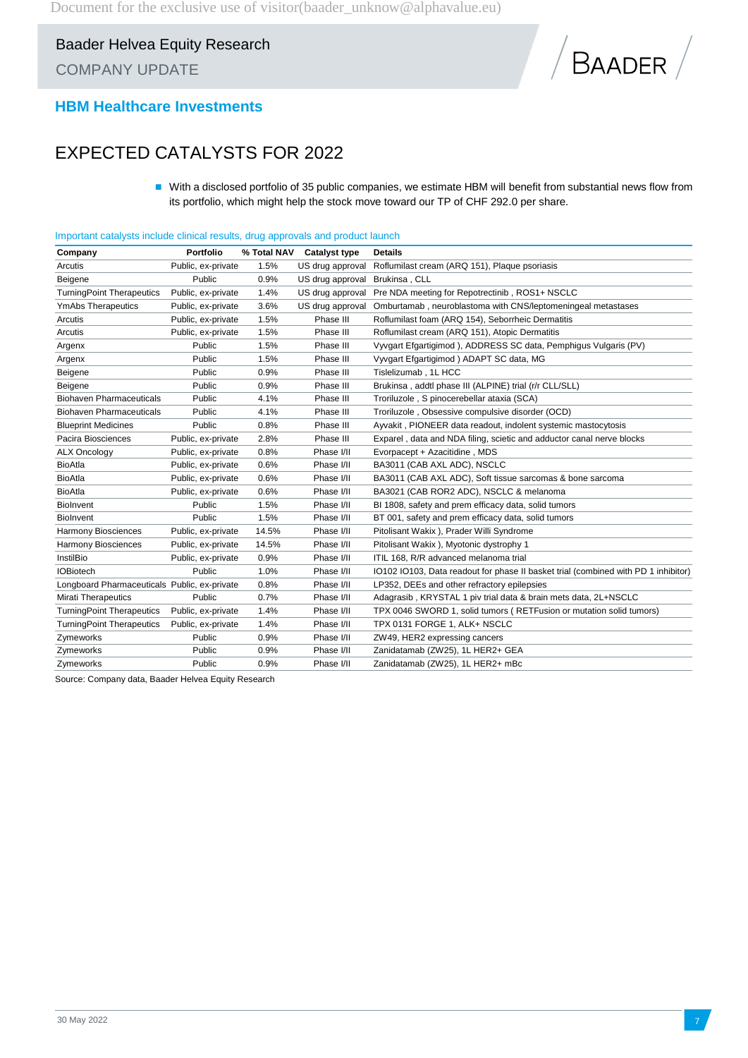## HBM Healthcare Investments

# EXPECTED CATALYSTS FOR 2022

- With a disclosed portfolio of 35 public companies, we estimate HBM will benefit from substantial news flow from its portfolio, which might help the stock move toward our TP of CHF 292.0 per share.

Important catalysts include clinical results, drug approvals and product launch

| Company | Portfolio | % Total NAV | Catalyst type | Details |
|---|---|---|---|---|
| Arcutis | Public, ex-private | 1.5% | US drug approval | Roflumilast cream (ARQ 151), Plaque psoriasis |
| Beigene | Public | 0.9% | US drug approval | Brukinsa , CLL |
| TurningPoint Therapeutics | Public, ex-private | 1.4% | US drug approval | Pre NDA meeting for Repotrectinib , ROS1+ NSCLC |
| YmAbs Therapeutics | Public, ex-private | 3.6% | US drug approval | Omburtamab , neuroblastoma with CNS/leptomeningeal metastases |
| Arcutis | Public, ex-private | 1.5% | Phase III | Roflumilast foam (ARQ 154), Seborrheic Dermatitis |
| Arcutis | Public, ex-private | 1.5% | Phase III | Roflumilast cream (ARQ 151), Atopic Dermatitis |
| Argenx | Public | 1.5% | Phase III | Vyvgart Efgartigimod ), ADDRESS SC data, Pemphigus Vulgaris (PV) |
| Argenx | Public | 1.5% | Phase III | Vyvgart Efgartigimod ) ADAPT SC data, MG |
| Beigene | Public | 0.9% | Phase III | Tislelizumab , 1L HCC |
| Beigene | Public | 0.9% | Phase III | Brukinsa , addtl phase III (ALPINE) trial (r/r CLL/SLL) |
| Biohaven Pharmaceuticals | Public | 4.1% | Phase III | Troriluzole , S pinocerebellar ataxia (SCA) |
| Biohaven Pharmaceuticals | Public | 4.1% | Phase III | Troriluzole , Obsessive compulsive disorder (OCD) |
| Blueprint Medicines | Public | 0.8% | Phase III | Ayvakit , PIONEER data readout, indolent systemic mastocytosis |
| Pacira Biosciences | Public, ex-private | 2.8% | Phase III | Exparel , data and NDA filing, scietic and adductor canal nerve blocks |
| ALX Oncology | Public, ex-private | 0.8% | Phase I/II | Evorpacept + Azacitidine , MDS |
| BioAtla | Public, ex-private | 0.6% | Phase I/II | BA3011 (CAB AXL ADC), NSCLC |
| BioAtla | Public, ex-private | 0.6% | Phase I/II | BA3011 (CAB AXL ADC), Soft tissue sarcomas & bone sarcoma |
| BioAtla | Public, ex-private | 0.6% | Phase I/II | BA3021 (CAB ROR2 ADC), NSCLC & melanoma |
| BioInvent | Public | 1.5% | Phase I/II | BI 1808, safety and prem efficacy data, solid tumors |
| BioInvent | Public | 1.5% | Phase I/II | BT 001, safety and prem efficacy data, solid tumors |
| Harmony Biosciences | Public, ex-private | 14.5% | Phase I/II | Pitolisant Wakix ), Prader Willi Syndrome |
| Harmony Biosciences | Public, ex-private | 14.5% | Phase I/II | Pitolisant Wakix ), Myotonic dystrophy 1 |
| InstilBio | Public, ex-private | 0.9% | Phase I/II | ITIL 168, R/R advanced melanoma trial |
| IOBiotech | Public | 1.0% | Phase I/II | IO102 IO103, Data readout for phase II basket trial (combined with PD 1 inhibitor) |
| Longboard Pharmaceuticals | Public, ex-private | 0.8% | Phase I/II | LP352, DEEs and other refractory epilepsies |
| Mirati Therapeutics | Public | 0.7% | Phase I/II | Adagrasib , KRYSTAL 1 piv trial data & brain mets data, 2L+NSCLC |
| TurningPoint Therapeutics | Public, ex-private | 1.4% | Phase I/II | TPX 0046 SWORD 1, solid tumors ( RETFusion or mutation solid tumors) |
| TurningPoint Therapeutics | Public, ex-private | 1.4% | Phase I/II | TPX 0131 FORGE 1, ALK+ NSCLC |
| Zymeworks | Public | 0.9% | Phase I/II | ZW49, HER2 expressing cancers |
| Zymeworks | Public | 0.9% | Phase I/II | Zanidatamab (ZW25), 1L HER2+ GEA |
| Zymeworks | Public | 0.9% | Phase I/II | Zanidatamab (ZW25), 1L HER2+ mBc |

Source: Company data, Baader Helvea Equity Research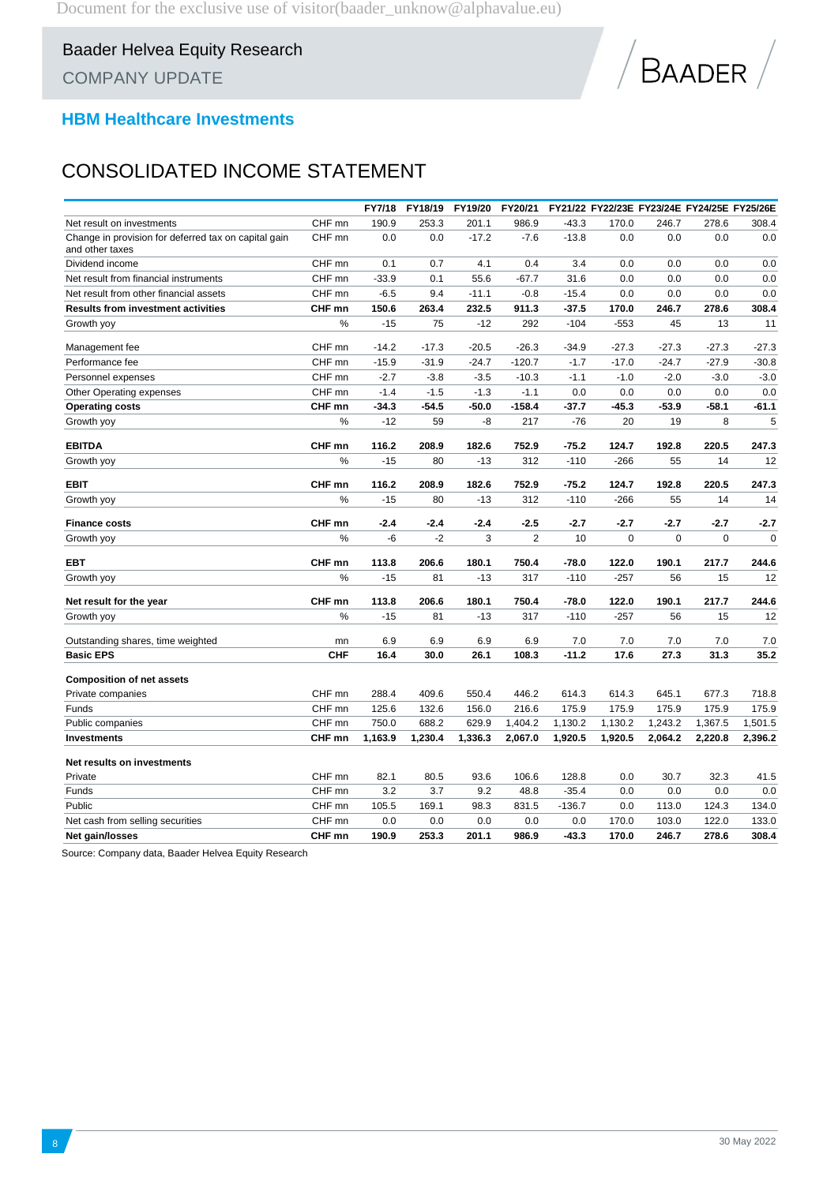Baader Helvea Equity Research

COMPANY UPDATE

## HBM Healthcare Investments

# CONSOLIDATED INCOME STATEMENT

| | | FY7/18 | FY18/19 | FY19/20 | FY20/21 | FY21/22 | FY22/23E | FY23/24E | FY24/25E | FY25/26E |
|---|---|---|---|---|---|---|---|---|---|---|
| Net result on investments | CHF mn | 190.9 | 253.3 | 201.1 | 986.9 | -43.3 | 170.0 | 246.7 | 278.6 | 308.4 |
| Change in provision for deferred tax on capital gain and other taxes | CHF mn | 0.0 | 0.0 | -17.2 | -7.6 | -13.8 | 0.0 | 0.0 | 0.0 | 0.0 |
| Dividend income | CHF mn | 0.1 | 0.7 | 4.1 | 0.4 | 3.4 | 0.0 | 0.0 | 0.0 | 0.0 |
| Net result from financial instruments | CHF mn | -33.9 | 0.1 | 55.6 | -67.7 | 31.6 | 0.0 | 0.0 | 0.0 | 0.0 |
| Net result from other financial assets | CHF mn | -6.5 | 9.4 | -11.1 | -0.8 | -15.4 | 0.0 | 0.0 | 0.0 | 0.0 |
| **Results from investment activities** | **CHF mn** | **150.6** | **263.4** | **232.5** | **911.3** | **-37.5** | **170.0** | **246.7** | **278.6** | **308.4** |
| Growth yoy | % | -15 | 75 | -12 | 292 | -104 | -553 | 45 | 13 | 11 |
| Management fee | CHF mn | -14.2 | -17.3 | -20.5 | -26.3 | -34.9 | -27.3 | -27.3 | -27.3 | -27.3 |
| Performance fee | CHF mn | -15.9 | -31.9 | -24.7 | -120.7 | -1.7 | -17.0 | -24.7 | -27.9 | -30.8 |
| Personnel expenses | CHF mn | -2.7 | -3.8 | -3.5 | -10.3 | -1.1 | -1.0 | -2.0 | -3.0 | -3.0 |
| Other Operating expenses | CHF mn | -1.4 | -1.5 | -1.3 | -1.1 | 0.0 | 0.0 | 0.0 | 0.0 | 0.0 |
| **Operating costs** | **CHF mn** | **-34.3** | **-54.5** | **-50.0** | **-158.4** | **-37.7** | **-45.3** | **-53.9** | **-58.1** | **-61.1** |
| Growth yoy | % | -12 | 59 | -8 | 217 | -76 | 20 | 19 | 8 | 5 |
| **EBITDA** | **CHF mn** | **116.2** | **208.9** | **182.6** | **752.9** | **-75.2** | **124.7** | **192.8** | **220.5** | **247.3** |
| Growth yoy | % | -15 | 80 | -13 | 312 | -110 | -266 | 55 | 14 | 12 |
| **EBIT** | **CHF mn** | **116.2** | **208.9** | **182.6** | **752.9** | **-75.2** | **124.7** | **192.8** | **220.5** | **247.3** |
| Growth yoy | % | -15 | 80 | -13 | 312 | -110 | -266 | 55 | 14 | 14 |
| **Finance costs** | **CHF mn** | **-2.4** | **-2.4** | **-2.4** | **-2.5** | **-2.7** | **-2.7** | **-2.7** | **-2.7** | **-2.7** |
| Growth yoy | % | -6 | -2 | 3 | 2 | 10 | 0 | 0 | 0 | 0 |
| **EBT** | **CHF mn** | **113.8** | **206.6** | **180.1** | **750.4** | **-78.0** | **122.0** | **190.1** | **217.7** | **244.6** |
| Growth yoy | % | -15 | 81 | -13 | 317 | -110 | -257 | 56 | 15 | 12 |
| **Net result for the year** | **CHF mn** | **113.8** | **206.6** | **180.1** | **750.4** | **-78.0** | **122.0** | **190.1** | **217.7** | **244.6** |
| Growth yoy | % | -15 | 81 | -13 | 317 | -110 | -257 | 56 | 15 | 12 |
| Outstanding shares, time weighted | mn | 6.9 | 6.9 | 6.9 | 6.9 | 7.0 | 7.0 | 7.0 | 7.0 | 7.0 |
| **Basic EPS** | **CHF** | **16.4** | **30.0** | **26.1** | **108.3** | **-11.2** | **17.6** | **27.3** | **31.3** | **35.2** |
| **Composition of net assets** | | | | | | | | | | |
| Private companies | CHF mn | 288.4 | 409.6 | 550.4 | 446.2 | 614.3 | 614.3 | 645.1 | 677.3 | 718.8 |
| Funds | CHF mn | 125.6 | 132.6 | 156.0 | 216.6 | 175.9 | 175.9 | 175.9 | 175.9 | 175.9 |
| Public companies | CHF mn | 750.0 | 688.2 | 629.9 | 1,404.2 | 1,130.2 | 1,130.2 | 1,243.2 | 1,367.5 | 1,501.5 |
| **Investments** | **CHF mn** | **1,163.9** | **1,230.4** | **1,336.3** | **2,067.0** | **1,920.5** | **1,920.5** | **2,064.2** | **2,220.8** | **2,396.2** |
| **Net results on investments** | | | | | | | | | | |
| Private | CHF mn | 82.1 | 80.5 | 93.6 | 106.6 | 128.8 | 0.0 | 30.7 | 32.3 | 41.5 |
| Funds | CHF mn | 3.2 | 3.7 | 9.2 | 48.8 | -35.4 | 0.0 | 0.0 | 0.0 | 0.0 |
| Public | CHF mn | 105.5 | 169.1 | 98.3 | 831.5 | -136.7 | 0.0 | 113.0 | 124.3 | 134.0 |
| Net cash from selling securities | CHF mn | 0.0 | 0.0 | 0.0 | 0.0 | 0.0 | 170.0 | 103.0 | 122.0 | 133.0 |
| **Net gain/losses** | **CHF mn** | **190.9** | **253.3** | **201.1** | **986.9** | **-43.3** | **170.0** | **246.7** | **278.6** | **308.4** |

Source: Company data, Baader Helvea Equity Research

30 May 2022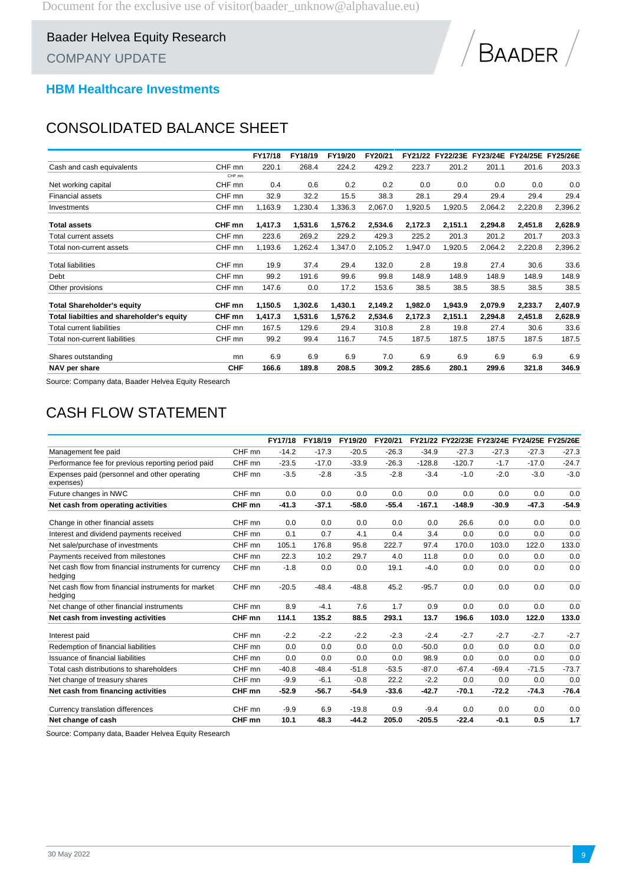## HBM Healthcare Investments

# CONSOLIDATED BALANCE SHEET

| | | FY17/18 | FY18/19 | FY19/20 | FY20/21 | FY21/22 | FY22/23E | FY23/24E | FY24/25E | FY25/26E |
|---|---|---|---|---|---|---|---|---|---|---|
| Cash and cash equivalents | CHF mn | 220.1 | 268.4 | 224.2 | 429.2 | 223.7 | 201.2 | 201.1 | 201.6 | 203.3 |
| Net working capital | CHF mn | 0.4 | 0.6 | 0.2 | 0.2 | 0.0 | 0.0 | 0.0 | 0.0 | 0.0 |
| Financial assets | CHF mn | 32.9 | 32.2 | 15.5 | 38.3 | 28.1 | 29.4 | 29.4 | 29.4 | 29.4 |
| Investments | CHF mn | 1,163.9 | 1,230.4 | 1,336.3 | 2,067.0 | 1,920.5 | 1,920.5 | 2,064.2 | 2,220.8 | 2,396.2 |
| **Total assets** | **CHF mn** | **1,417.3** | **1,531.6** | **1,576.2** | **2,534.6** | **2,172.3** | **2,151.1** | **2,294.8** | **2,451.8** | **2,628.9** |
| Total current assets | CHF mn | 223.6 | 269.2 | 229.2 | 429.3 | 225.2 | 201.3 | 201.2 | 201.7 | 203.3 |
| Total non-current assets | CHF mn | 1,193.6 | 1,262.4 | 1,347.0 | 2,105.2 | 1,947.0 | 1,920.5 | 2,064.2 | 2,220.8 | 2,396.2 |
| Total liabilities | CHF mn | 19.9 | 37.4 | 29.4 | 132.0 | 2.8 | 19.8 | 27.4 | 30.6 | 33.6 |
| Debt | CHF mn | 99.2 | 191.6 | 99.6 | 99.8 | 148.9 | 148.9 | 148.9 | 148.9 | 148.9 |
| Other provisions | CHF mn | 147.6 | 0.0 | 17.2 | 153.6 | 38.5 | 38.5 | 38.5 | 38.5 | 38.5 |
| **Total Shareholder's equity** | **CHF mn** | **1,150.5** | **1,302.6** | **1,430.1** | **2,149.2** | **1,982.0** | **1,943.9** | **2,079.9** | **2,233.7** | **2,407.9** |
| **Total liabilties and shareholder's equity** | **CHF mn** | **1,417.3** | **1,531.6** | **1,576.2** | **2,534.6** | **2,172.3** | **2,151.1** | **2,294.8** | **2,451.8** | **2,628.9** |
| Total current liabilities | CHF mn | 167.5 | 129.6 | 29.4 | 310.8 | 2.8 | 19.8 | 27.4 | 30.6 | 33.6 |
| Total non-current liabilities | CHF mn | 99.2 | 99.4 | 116.7 | 74.5 | 187.5 | 187.5 | 187.5 | 187.5 | 187.5 |
| Shares outstanding | mn | 6.9 | 6.9 | 6.9 | 7.0 | 6.9 | 6.9 | 6.9 | 6.9 | 6.9 |
| **NAV per share** | **CHF** | **166.6** | **189.8** | **208.5** | **309.2** | **285.6** | **280.1** | **299.6** | **321.8** | **346.9** |

Source: Company data, Baader Helvea Equity Research

# CASH FLOW STATEMENT

| | | FY17/18 | FY18/19 | FY19/20 | FY20/21 | FY21/22 | FY22/23E | FY23/24E | FY24/25E | FY25/26E |
|---|---|---|---|---|---|---|---|---|---|---|
| Management fee paid | CHF mn | -14.2 | -17.3 | -20.5 | -26.3 | -34.9 | -27.3 | -27.3 | -27.3 | -27.3 |
| Performance fee for previous reporting period paid | CHF mn | -23.5 | -17.0 | -33.9 | -26.3 | -128.8 | -120.7 | -1.7 | -17.0 | -24.7 |
| Expenses paid (personnel and other operating expenses) | CHF mn | -3.5 | -2.8 | -3.5 | -2.8 | -3.4 | -1.0 | -2.0 | -3.0 | -3.0 |
| Future changes in NWC | CHF mn | 0.0 | 0.0 | 0.0 | 0.0 | 0.0 | 0.0 | 0.0 | 0.0 | 0.0 |
| **Net cash from operating activities** | **CHF mn** | **-41.3** | **-37.1** | **-58.0** | **-55.4** | **-167.1** | **-148.9** | **-30.9** | **-47.3** | **-54.9** |
| Change in other financial assets | CHF mn | 0.0 | 0.0 | 0.0 | 0.0 | 0.0 | 26.6 | 0.0 | 0.0 | 0.0 |
| Interest and dividend payments received | CHF mn | 0.1 | 0.7 | 4.1 | 0.4 | 3.4 | 0.0 | 0.0 | 0.0 | 0.0 |
| Net sale/purchase of investments | CHF mn | 105.1 | 176.8 | 95.8 | 222.7 | 97.4 | 170.0 | 103.0 | 122.0 | 133.0 |
| Payments received from milestones | CHF mn | 22.3 | 10.2 | 29.7 | 4.0 | 11.8 | 0.0 | 0.0 | 0.0 | 0.0 |
| Net cash flow from financial instruments for currency hedging | CHF mn | -1.8 | 0.0 | 0.0 | 19.1 | -4.0 | 0.0 | 0.0 | 0.0 | 0.0 |
| Net cash flow from financial instruments for market hedging | CHF mn | -20.5 | -48.4 | -48.8 | 45.2 | -95.7 | 0.0 | 0.0 | 0.0 | 0.0 |
| Net change of other financial instruments | CHF mn | 8.9 | -4.1 | 7.6 | 1.7 | 0.9 | 0.0 | 0.0 | 0.0 | 0.0 |
| **Net cash from investing activities** | **CHF mn** | **114.1** | **135.2** | **88.5** | **293.1** | **13.7** | **196.6** | **103.0** | **122.0** | **133.0** |
| Interest paid | CHF mn | -2.2 | -2.2 | -2.2 | -2.3 | -2.4 | -2.7 | -2.7 | -2.7 | -2.7 |
| Redemption of financial liabilities | CHF mn | 0.0 | 0.0 | 0.0 | 0.0 | -50.0 | 0.0 | 0.0 | 0.0 | 0.0 |
| Issuance of financial liabilities | CHF mn | 0.0 | 0.0 | 0.0 | 0.0 | 98.9 | 0.0 | 0.0 | 0.0 | 0.0 |
| Total cash distributions to shareholders | CHF mn | -40.8 | -48.4 | -51.8 | -53.5 | -87.0 | -67.4 | -69.4 | -71.5 | -73.7 |
| Net change of treasury shares | CHF mn | -9.9 | -6.1 | -0.8 | 22.2 | -2.2 | 0.0 | 0.0 | 0.0 | 0.0 |
| **Net cash from financing activities** | **CHF mn** | **-52.9** | **-56.7** | **-54.9** | **-33.6** | **-42.7** | **-70.1** | **-72.2** | **-74.3** | **-76.4** |
| Currency translation differences | CHF mn | -9.9 | 6.9 | -19.8 | 0.9 | -9.4 | 0.0 | 0.0 | 0.0 | 0.0 |
| **Net change of cash** | **CHF mn** | **10.1** | **48.3** | **-44.2** | **205.0** | **-205.5** | **-22.4** | **-0.1** | **0.5** | **1.7** |

Source: Company data, Baader Helvea Equity Research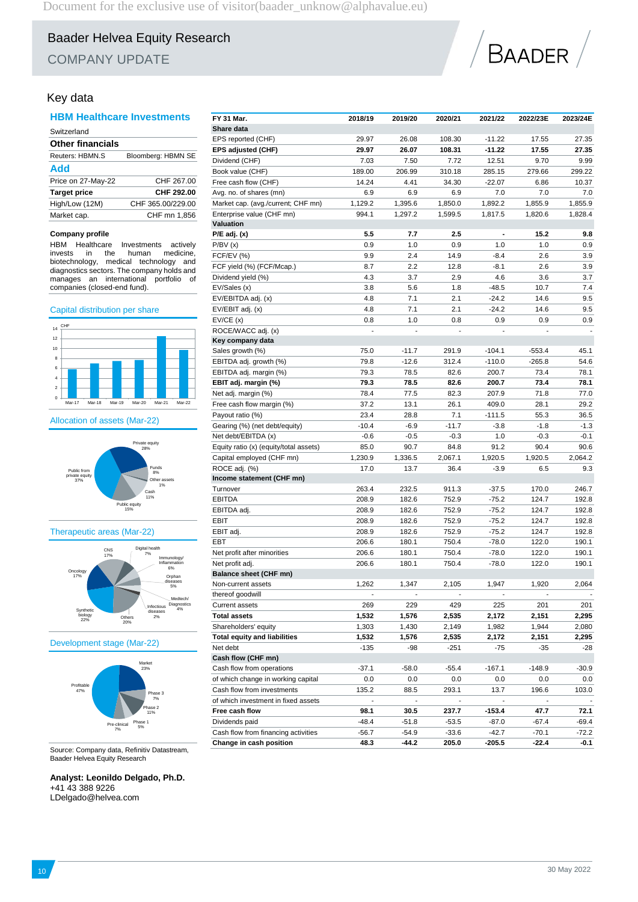# Baader Helvea Equity Research

COMPANY UPDATE

## Key data

### HBM Healthcare Investments

Switzerland

**Other financials**

| | |
|---|---|
| Reuters: HBMN.S | Bloomberg: HBMN SE |

**Add**

| | |
|---|---|
| Price on 27-May-22 | CHF 267.00 |
| **Target price** | **CHF 292.00** |
| High/Low (12M) | CHF 365.00/229.00 |
| Market cap. | CHF mn 1,856 |

**Company profile**

HBM Healthcare Investments actively invests in the human medicine, biotechnology, medical technology and diagnostics sectors. The company holds and manages an international portfolio of companies (closed-end fund).

### Capital distribution per share

### Allocation of assets (Mar-22)

### Therapeutic areas (Mar-22)

### Development stage (Mar-22)

Source: Company data, Refinitiv Datastream, Baader Helvea Equity Research

**Analyst: Leonildo Delgado, Ph.D.**
+41 43 388 9226
LDelgado@helvea.com

| FY 31 Mar. | 2018/19 | 2019/20 | 2020/21 | 2021/22 | 2022/23E | 2023/24E |
|---|---|---|---|---|---|---|
| **Share data** | | | | | | |
| EPS reported (CHF) | 29.97 | 26.08 | 108.30 | -11.22 | 17.55 | 27.35 |
| **EPS adjusted (CHF)** | **29.97** | **26.07** | **108.31** | **-11.22** | **17.55** | **27.35** |
| Dividend (CHF) | 7.03 | 7.50 | 7.72 | 12.51 | 9.70 | 9.99 |
| Book value (CHF) | 189.00 | 206.99 | 310.18 | 285.15 | 279.66 | 299.22 |
| Free cash flow (CHF) | 14.24 | 4.41 | 34.30 | -22.07 | 6.86 | 10.37 |
| Avg. no. of shares (mn) | 6.9 | 6.9 | 6.9 | 7.0 | 7.0 | 7.0 |
| Market cap. (avg./current; CHF mn) | 1,129.2 | 1,395.6 | 1,850.0 | 1,892.2 | 1,855.9 | 1,855.9 |
| Enterprise value (CHF mn) | 994.1 | 1,297.2 | 1,599.5 | 1,817.5 | 1,820.6 | 1,828.4 |
| **Valuation** | | | | | | |
| **P/E adj. (x)** | **5.5** | **7.7** | **2.5** | **-** | **15.2** | **9.8** |
| P/BV (x) | 0.9 | 1.0 | 0.9 | 1.0 | 1.0 | 0.9 |
| FCF/EV (%) | 9.9 | 2.4 | 14.9 | -8.4 | 2.6 | 3.9 |
| FCF yield (%) (FCF/Mcap.) | 8.7 | 2.2 | 12.8 | -8.1 | 2.6 | 3.9 |
| Dividend yield (%) | 4.3 | 3.7 | 2.9 | 4.6 | 3.6 | 3.7 |
| EV/Sales (x) | 3.8 | 5.6 | 1.8 | -48.5 | 10.7 | 7.4 |
| EV/EBITDA adj. (x) | 4.8 | 7.1 | 2.1 | -24.2 | 14.6 | 9.5 |
| EV/EBIT adj. (x) | 4.8 | 7.1 | 2.1 | -24.2 | 14.6 | 9.5 |
| EV/CE (x) | 0.8 | 1.0 | 0.8 | 0.9 | 0.9 | 0.9 |
| ROCE/WACC adj. (x) | - | - | - | - | - | - |
| **Key company data** | | | | | | |
| Sales growth (%) | 75.0 | -11.7 | 291.9 | -104.1 | -553.4 | 45.1 |
| EBITDA adj. growth (%) | 79.8 | -12.6 | 312.4 | -110.0 | -265.8 | 54.6 |
| EBITDA adj. margin (%) | 79.3 | 78.5 | 82.6 | 200.7 | 73.4 | 78.1 |
| **EBIT adj. margin (%)** | **79.3** | **78.5** | **82.6** | **200.7** | **73.4** | **78.1** |
| Net adj. margin (%) | 78.4 | 77.5 | 82.3 | 207.9 | 71.8 | 77.0 |
| Free cash flow margin (%) | 37.2 | 13.1 | 26.1 | 409.0 | 28.1 | 29.2 |
| Payout ratio (%) | 23.4 | 28.8 | 7.1 | -111.5 | 55.3 | 36.5 |
| Gearing (%) (net debt/equity) | -10.4 | -6.9 | -11.7 | -3.8 | -1.8 | -1.3 |
| Net debt/EBITDA (x) | -0.6 | -0.5 | -0.3 | 1.0 | -0.3 | -0.1 |
| Equity ratio (x) (equity/total assets) | 85.0 | 90.7 | 84.8 | 91.2 | 90.4 | 90.6 |
| Capital employed (CHF mn) | 1,230.9 | 1,336.5 | 2,067.1 | 1,920.5 | 1,920.5 | 2,064.2 |
| ROCE adj. (%) | 17.0 | 13.7 | 36.4 | -3.9 | 6.5 | 9.3 |
| **Income statement (CHF mn)** | | | | | | |
| Turnover | 263.4 | 232.5 | 911.3 | -37.5 | 170.0 | 246.7 |
| EBITDA | 208.9 | 182.6 | 752.9 | -75.2 | 124.7 | 192.8 |
| EBITDA adj. | 208.9 | 182.6 | 752.9 | -75.2 | 124.7 | 192.8 |
| EBIT | 208.9 | 182.6 | 752.9 | -75.2 | 124.7 | 192.8 |
| EBIT adj. | 208.9 | 182.6 | 752.9 | -75.2 | 124.7 | 192.8 |
| EBT | 206.6 | 180.1 | 750.4 | -78.0 | 122.0 | 190.1 |
| Net profit after minorities | 206.6 | 180.1 | 750.4 | -78.0 | 122.0 | 190.1 |
| Net profit adj. | 206.6 | 180.1 | 750.4 | -78.0 | 122.0 | 190.1 |
| **Balance sheet (CHF mn)** | | | | | | |
| Non-current assets | 1,262 | 1,347 | 2,105 | 1,947 | 1,920 | 2,064 |
| thereof goodwill | - | - | - | - | - | - |
| Current assets | 269 | 229 | 429 | 225 | 201 | 201 |
| **Total assets** | **1,532** | **1,576** | **2,535** | **2,172** | **2,151** | **2,295** |
| Shareholders' equity | 1,303 | 1,430 | 2,149 | 1,982 | 1,944 | 2,080 |
| **Total equity and liabilities** | **1,532** | **1,576** | **2,535** | **2,172** | **2,151** | **2,295** |
| Net debt | -135 | -98 | -251 | -75 | -35 | -28 |
| **Cash flow (CHF mn)** | | | | | | |
| Cash flow from operations | -37.1 | -58.0 | -55.4 | -167.1 | -148.9 | -30.9 |
| of which change in working capital | 0.0 | 0.0 | 0.0 | 0.0 | 0.0 | 0.0 |
| Cash flow from investments | 135.2 | 88.5 | 293.1 | 13.7 | 196.6 | 103.0 |
| of which investment in fixed assets | - | - | - | - | - | - |
| **Free cash flow** | **98.1** | **30.5** | **237.7** | **-153.4** | **47.7** | **72.1** |
| Dividends paid | -48.4 | -51.8 | -53.5 | -87.0 | -67.4 | -69.4 |
| Cash flow from financing activities | -56.7 | -54.9 | -33.6 | -42.7 | -70.1 | -72.2 |
| **Change in cash position** | **48.3** | **-44.2** | **205.0** | **-205.5** | **-22.4** | **-0.1** |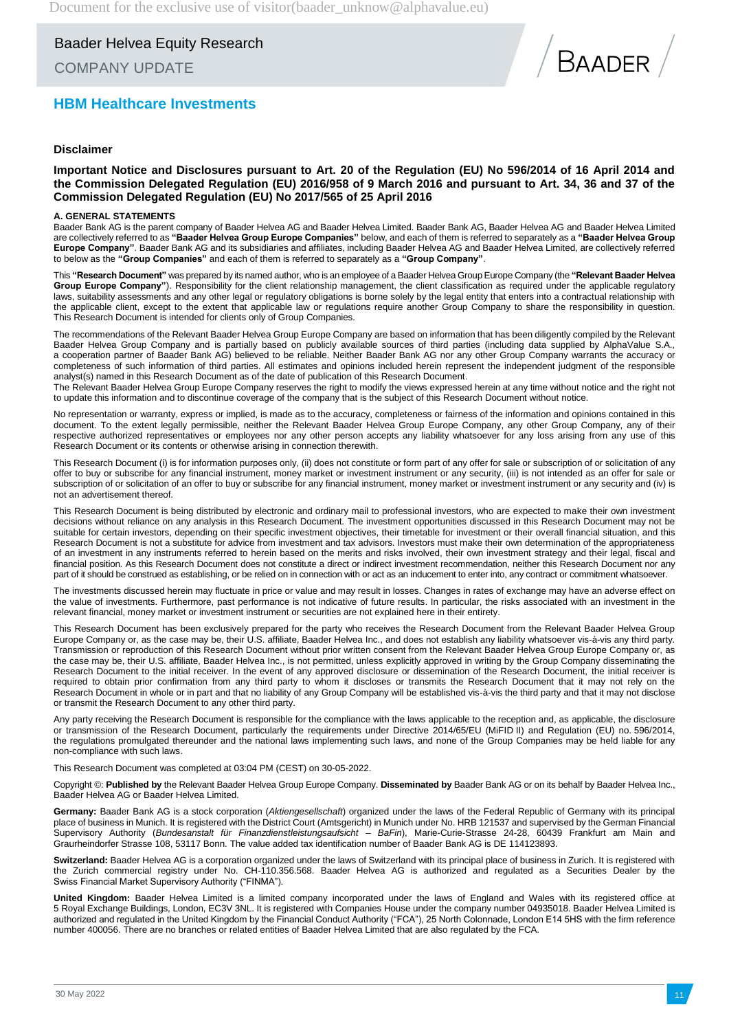# HBM Healthcare Investments

## Disclaimer

### Important Notice and Disclosures pursuant to Art. 20 of the Regulation (EU) No 596/2014 of 16 April 2014 and the Commission Delegated Regulation (EU) 2016/958 of 9 March 2016 and pursuant to Art. 34, 36 and 37 of the Commission Delegated Regulation (EU) No 2017/565 of 25 April 2016

**A. GENERAL STATEMENTS**

Baader Bank AG is the parent company of Baader Helvea AG and Baader Helvea Limited. Baader Bank AG, Baader Helvea AG and Baader Helvea Limited are collectively referred to as **"Baader Helvea Group Europe Companies"** below, and each of them is referred to separately as a **"Baader Helvea Group Europe Company"**. Baader Bank AG and its subsidiaries and affiliates, including Baader Helvea AG and Baader Helvea Limited, are collectively referred to below as the **"Group Companies"** and each of them is referred to separately as a **"Group Company"**.

This **"Research Document"** was prepared by its named author, who is an employee of a Baader Helvea Group Europe Company (the **"Relevant Baader Helvea Group Europe Company"**). Responsibility for the client relationship management, the client classification as required under the applicable regulatory laws, suitability assessments and any other legal or regulatory obligations is borne solely by the legal entity that enters into a contractual relationship with the applicable client, except to the extent that applicable law or regulations require another Group Company to share the responsibility in question. This Research Document is intended for clients only of Group Companies.

The recommendations of the Relevant Baader Helvea Group Europe Company are based on information that has been diligently compiled by the Relevant Baader Helvea Group Company and is partially based on publicly available sources of third parties (including data supplied by AlphaValue S.A., a cooperation partner of Baader Bank AG) believed to be reliable. Neither Baader Bank AG nor any other Group Company warrants the accuracy or completeness of such information of third parties. All estimates and opinions included herein represent the independent judgment of the responsible analyst(s) named in this Research Document as of the date of publication of this Research Document.
The Relevant Baader Helvea Group Europe Company reserves the right to modify the views expressed herein at any time without notice and the right not to update this information and to discontinue coverage of the company that is the subject of this Research Document without notice.

No representation or warranty, express or implied, is made as to the accuracy, completeness or fairness of the information and opinions contained in this document. To the extent legally permissible, neither the Relevant Baader Helvea Group Europe Company, any other Group Company, any of their respective authorized representatives or employees nor any other person accepts any liability whatsoever for any loss arising from any use of this Research Document or its contents or otherwise arising in connection therewith.

This Research Document (i) is for information purposes only, (ii) does not constitute or form part of any offer for sale or subscription of or solicitation of any offer to buy or subscribe for any financial instrument, money market or investment instrument or any security, (iii) is not intended as an offer for sale or subscription of or solicitation of an offer to buy or subscribe for any financial instrument, money market or investment instrument or any security and (iv) is not an advertisement thereof.

This Research Document is being distributed by electronic and ordinary mail to professional investors, who are expected to make their own investment decisions without reliance on any analysis in this Research Document. The investment opportunities discussed in this Research Document may not be suitable for certain investors, depending on their specific investment objectives, their timetable for investment or their overall financial situation, and this Research Document is not a substitute for advice from investment and tax advisors. Investors must make their own determination of the appropriateness of an investment in any instruments referred to herein based on the merits and risks involved, their own investment strategy and their legal, fiscal and financial position. As this Research Document does not constitute a direct or indirect investment recommendation, neither this Research Document nor any part of it should be construed as establishing, or be relied on in connection with or act as an inducement to enter into, any contract or commitment whatsoever.

The investments discussed herein may fluctuate in price or value and may result in losses. Changes in rates of exchange may have an adverse effect on the value of investments. Furthermore, past performance is not indicative of future results. In particular, the risks associated with an investment in the relevant financial, money market or investment instrument or securities are not explained here in their entirety.

This Research Document has been exclusively prepared for the party who receives the Research Document from the Relevant Baader Helvea Group Europe Company or, as the case may be, their U.S. affiliate, Baader Helvea Inc., and does not establish any liability whatsoever vis-à-vis any third party. Transmission or reproduction of this Research Document without prior written consent from the Relevant Baader Helvea Group Europe Company or, as the case may be, their U.S. affiliate, Baader Helvea Inc., is not permitted, unless explicitly approved in writing by the Group Company disseminating the Research Document to the initial receiver. In the event of any approved disclosure or dissemination of the Research Document, the initial receiver is required to obtain prior confirmation from any third party to whom it discloses or transmits the Research Document that it may not rely on the Research Document in whole or in part and that no liability of any Group Company will be established vis-à-vis the third party and that it may not disclose or transmit the Research Document to any other third party.

Any party receiving the Research Document is responsible for the compliance with the laws applicable to the reception and, as applicable, the disclosure or transmission of the Research Document, particularly the requirements under Directive 2014/65/EU (MiFID II) and Regulation (EU) no. 596/2014, the regulations promulgated thereunder and the national laws implementing such laws, and none of the Group Companies may be held liable for any non-compliance with such laws.

This Research Document was completed at 03:04 PM (CEST) on 30-05-2022.

Copyright ©: **Published by** the Relevant Baader Helvea Group Europe Company. **Disseminated by** Baader Bank AG or on its behalf by Baader Helvea Inc., Baader Helvea AG or Baader Helvea Limited.

**Germany:** Baader Bank AG is a stock corporation (*Aktiengesellschaft*) organized under the laws of the Federal Republic of Germany with its principal place of business in Munich. It is registered with the District Court (Amtsgericht) in Munich under No. HRB 121537 and supervised by the German Financial Supervisory Authority (*Bundesanstalt für Finanzdienstleistungsaufsicht – BaFin*), Marie-Curie-Strasse 24-28, 60439 Frankfurt am Main and Graurheindorfer Strasse 108, 53117 Bonn. The value added tax identification number of Baader Bank AG is DE 114123893.

**Switzerland:** Baader Helvea AG is a corporation organized under the laws of Switzerland with its principal place of business in Zurich. It is registered with the Zurich commercial registry under No. CH-110.356.568. Baader Helvea AG is authorized and regulated as a Securities Dealer by the Swiss Financial Market Supervisory Authority ("FINMA").

**United Kingdom:** Baader Helvea Limited is a limited company incorporated under the laws of England and Wales with its registered office at 5 Royal Exchange Buildings, London, EC3V 3NL. It is registered with Companies House under the company number 04935018. Baader Helvea Limited is authorized and regulated in the United Kingdom by the Financial Conduct Authority ("FCA"), 25 North Colonnade, London E14 5HS with the firm reference number 400056. There are no branches or related entities of Baader Helvea Limited that are also regulated by the FCA.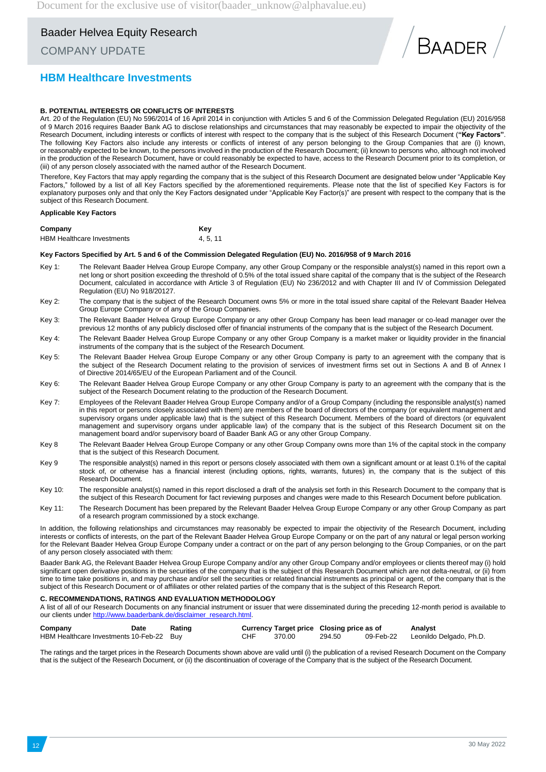## HBM Healthcare Investments

### B. POTENTIAL INTERESTS OR CONFLICTS OF INTERESTS

Art. 20 of the Regulation (EU) No 596/2014 of 16 April 2014 in conjunction with Articles 5 and 6 of the Commission Delegated Regulation (EU) 2016/958 of 9 March 2016 requires Baader Bank AG to disclose relationships and circumstances that may reasonably be expected to impair the objectivity of the Research Document, including interests or conflicts of interest with respect to the company that is the subject of this Research Document (**"Key Factors"**. The following Key Factors also include any interests or conflicts of interest of any person belonging to the Group Companies that are (i) known, or reasonably expected to be known, to the persons involved in the production of the Research Document; (ii) known to persons who, although not involved in the production of the Research Document, have or could reasonably be expected to have, access to the Research Document prior to its completion, or (iii) of any person closely associated with the named author of the Research Document.

Therefore, Key Factors that may apply regarding the company that is the subject of this Research Document are designated below under "Applicable Key Factors," followed by a list of all Key Factors specified by the aforementioned requirements. Please note that the list of specified Key Factors is for explanatory purposes only and that only the Key Factors designated under "Applicable Key Factor(s)" are present with respect to the company that is the subject of this Research Document.

**Applicable Key Factors**

| Company | Key |
|---|---|
| HBM Healthcare Investments | 4, 5, 11 |

**Key Factors Specified by Art. 5 and 6 of the Commission Delegated Regulation (EU) No. 2016/958 of 9 March 2016**

Key 1: The Relevant Baader Helvea Group Europe Company, any other Group Company or the responsible analyst(s) named in this report own a net long or short position exceeding the threshold of 0.5% of the total issued share capital of the company that is the subject of this Research Document, calculated in accordance with Article 3 of Regulation (EU) No 236/2012 and with Chapter III and IV of Commission Delegated Regulation (EU) No 918/20127.

Key 2: The company that is the subject of the Research Document owns 5% or more in the total issued share capital of the Relevant Baader Helvea Group Europe Company or of any of the Group Companies.

Key 3: The Relevant Baader Helvea Group Europe Company or any other Group Company has been lead manager or co-lead manager over the previous 12 months of any publicly disclosed offer of financial instruments of the company that is the subject of the Research Document.

Key 4: The Relevant Baader Helvea Group Europe Company or any other Group Company is a market maker or liquidity provider in the financial instruments of the company that is the subject of the Research Document.

Key 5: The Relevant Baader Helvea Group Europe Company or any other Group Company is party to an agreement with the company that is the subject of the Research Document relating to the provision of services of investment firms set out in Sections A and B of Annex I of Directive 2014/65/EU of the European Parliament and of the Council.

Key 6: The Relevant Baader Helvea Group Europe Company or any other Group Company is party to an agreement with the company that is the subject of the Research Document relating to the production of the Research Document.

Key 7: Employees of the Relevant Baader Helvea Group Europe Company and/or of a Group Company (including the responsible analyst(s) named in this report or persons closely associated with them) are members of the board of directors of the company (or equivalent management and supervisory organs under applicable law) that is the subject of this Research Document. Members of the board of directors (or equivalent management and supervisory organs under applicable law) of the company that is the subject of this Research Document sit on the management board and/or supervisory board of Baader Bank AG or any other Group Company.

Key 8 The Relevant Baader Helvea Group Europe Company or any other Group Company owns more than 1% of the capital stock in the company that is the subject of this Research Document.

Key 9 The responsible analyst(s) named in this report or persons closely associated with them own a significant amount or at least 0.1% of the capital stock of, or otherwise has a financial interest (including options, rights, warrants, futures) in, the company that is the subject of this Research Document.

Key 10: The responsible analyst(s) named in this report disclosed a draft of the analysis set forth in this Research Document to the company that is the subject of this Research Document for fact reviewing purposes and changes were made to this Research Document before publication.

Key 11: The Research Document has been prepared by the Relevant Baader Helvea Group Europe Company or any other Group Company as part of a research program commissioned by a stock exchange.

In addition, the following relationships and circumstances may reasonably be expected to impair the objectivity of the Research Document, including interests or conflicts of interests, on the part of the Relevant Baader Helvea Group Europe Company or on the part of any natural or legal person working for the Relevant Baader Helvea Group Europe Company under a contract or on the part of any person belonging to the Group Companies, or on the part of any person closely associated with them:

Baader Bank AG, the Relevant Baader Helvea Group Europe Company and/or any other Group Company and/or employees or clients thereof may (i) hold significant open derivative positions in the securities of the company that is the subject of this Research Document which are not delta-neutral, or (ii) from time to time take positions in, and may purchase and/or sell the securities or related financial instruments as principal or agent, of the company that is the subject of this Research Document or of affiliates or other related parties of the company that is the subject of this Research Report.

### C. RECOMMENDATIONS, RATINGS AND EVALUATION METHODOLOGY

A list of all of our Research Documents on any financial instrument or issuer that were disseminated during the preceding 12-month period is available to our clients under http://www.baaderbank.de/disclaimer_research.html.

| Company | Date | Rating | Currency | Target price | Closing price as of | | Analyst |
|---|---|---|---|---|---|---|---|
| HBM Healthcare Investments | 10-Feb-22 | Buy | CHF | 370.00 | 294.50 | 09-Feb-22 | Leonildo Delgado, Ph.D. |

The ratings and the target prices in the Research Documents shown above are valid until (i) the publication of a revised Research Document on the Company that is the subject of the Research Document, or (ii) the discontinuation of coverage of the Company that is the subject of the Research Document.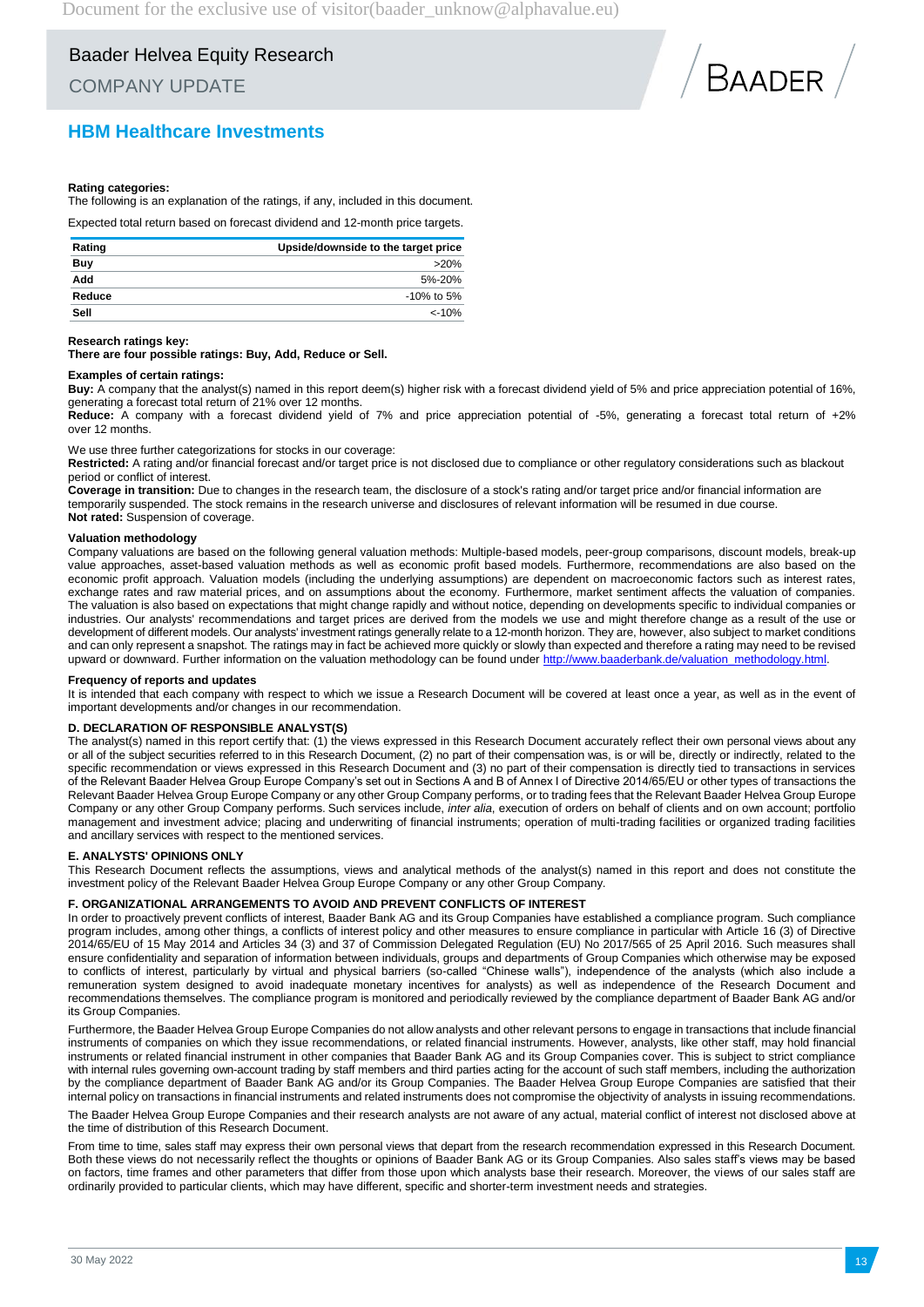# HBM Healthcare Investments

**Rating categories:**

The following is an explanation of the ratings, if any, included in this document.

Expected total return based on forecast dividend and 12-month price targets.

| Rating | Upside/downside to the target price |
|---|---|
| **Buy** | >20% |
| **Add** | 5%-20% |
| **Reduce** | -10% to 5% |
| **Sell** | <-10% |

**Research ratings key:**
**There are four possible ratings: Buy, Add, Reduce or Sell.**

**Examples of certain ratings:**

**Buy:** A company that the analyst(s) named in this report deem(s) higher risk with a forecast dividend yield of 5% and price appreciation potential of 16%, generating a forecast total return of 21% over 12 months.
**Reduce:** A company with a forecast dividend yield of 7% and price appreciation potential of -5%, generating a forecast total return of +2% over 12 months.

We use three further categorizations for stocks in our coverage:
**Restricted:** A rating and/or financial forecast and/or target price is not disclosed due to compliance or other regulatory considerations such as blackout period or conflict of interest.
**Coverage in transition:** Due to changes in the research team, the disclosure of a stock's rating and/or target price and/or financial information are temporarily suspended. The stock remains in the research universe and disclosures of relevant information will be resumed in due course.
**Not rated:** Suspension of coverage.

**Valuation methodology**

Company valuations are based on the following general valuation methods: Multiple-based models, peer-group comparisons, discount models, break-up value approaches, asset-based valuation methods as well as economic profit based models. Furthermore, recommendations are also based on the economic profit approach. Valuation models (including the underlying assumptions) are dependent on macroeconomic factors such as interest rates, exchange rates and raw material prices, and on assumptions about the economy. Furthermore, market sentiment affects the valuation of companies. The valuation is also based on expectations that might change rapidly and without notice, depending on developments specific to individual companies or industries. Our analysts' recommendations and target prices are derived from the models we use and might therefore change as a result of the use or development of different models. Our analysts' investment ratings generally relate to a 12-month horizon. They are, however, also subject to market conditions and can only represent a snapshot. The ratings may in fact be achieved more quickly or slowly than expected and therefore a rating may need to be revised upward or downward. Further information on the valuation methodology can be found under http://www.baaderbank.de/valuation_methodology.html.

**Frequency of reports and updates**

It is intended that each company with respect to which we issue a Research Document will be covered at least once a year, as well as in the event of important developments and/or changes in our recommendation.

**D. DECLARATION OF RESPONSIBLE ANALYST(S)**

The analyst(s) named in this report certify that: (1) the views expressed in this Research Document accurately reflect their own personal views about any or all of the subject securities referred to in this Research Document, (2) no part of their compensation was, is or will be, directly or indirectly, related to the specific recommendation or views expressed in this Research Document and (3) no part of their compensation is directly tied to transactions in services of the Relevant Baader Helvea Group Europe Company's set out in Sections A and B of Annex I of Directive 2014/65/EU or other types of transactions the Relevant Baader Helvea Group Europe Company or any other Group Company performs, or to trading fees that the Relevant Baader Helvea Group Europe Company or any other Group Company performs. Such services include, *inter alia*, execution of orders on behalf of clients and on own account; portfolio management and investment advice; placing and underwriting of financial instruments; operation of multi-trading facilities or organized trading facilities and ancillary services with respect to the mentioned services.

**E. ANALYSTS' OPINIONS ONLY**

This Research Document reflects the assumptions, views and analytical methods of the analyst(s) named in this report and does not constitute the investment policy of the Relevant Baader Helvea Group Europe Company or any other Group Company.

**F. ORGANIZATIONAL ARRANGEMENTS TO AVOID AND PREVENT CONFLICTS OF INTEREST**

In order to proactively prevent conflicts of interest, Baader Bank AG and its Group Companies have established a compliance program. Such compliance program includes, among other things, a conflicts of interest policy and other measures to ensure compliance in particular with Article 16 (3) of Directive 2014/65/EU of 15 May 2014 and Articles 34 (3) and 37 of Commission Delegated Regulation (EU) No 2017/565 of 25 April 2016. Such measures shall ensure confidentiality and separation of information between individuals, groups and departments of Group Companies which otherwise may be exposed to conflicts of interest, particularly by virtual and physical barriers (so-called "Chinese walls"), independence of the analysts (which also include a remuneration system designed to avoid inadequate monetary incentives for analysts) as well as independence of the Research Document and recommendations themselves. The compliance program is monitored and periodically reviewed by the compliance department of Baader Bank AG and/or its Group Companies.

Furthermore, the Baader Helvea Group Europe Companies do not allow analysts and other relevant persons to engage in transactions that include financial instruments of companies on which they issue recommendations, or related financial instruments. However, analysts, like other staff, may hold financial instruments or related financial instrument in other companies that Baader Bank AG and its Group Companies cover. This is subject to strict compliance with internal rules governing own-account trading by staff members and third parties acting for the account of such staff members, including the authorization by the compliance department of Baader Bank AG and/or its Group Companies. The Baader Helvea Group Europe Companies are satisfied that their internal policy on transactions in financial instruments and related instruments does not compromise the objectivity of analysts in issuing recommendations.

The Baader Helvea Group Europe Companies and their research analysts are not aware of any actual, material conflict of interest not disclosed above at the time of distribution of this Research Document.

From time to time, sales staff may express their own personal views that depart from the research recommendation expressed in this Research Document. Both these views do not necessarily reflect the thoughts or opinions of Baader Bank AG or its Group Companies. Also sales staff's views may be based on factors, time frames and other parameters that differ from those upon which analysts base their research. Moreover, the views of our sales staff are ordinarily provided to particular clients, which may have different, specific and shorter-term investment needs and strategies.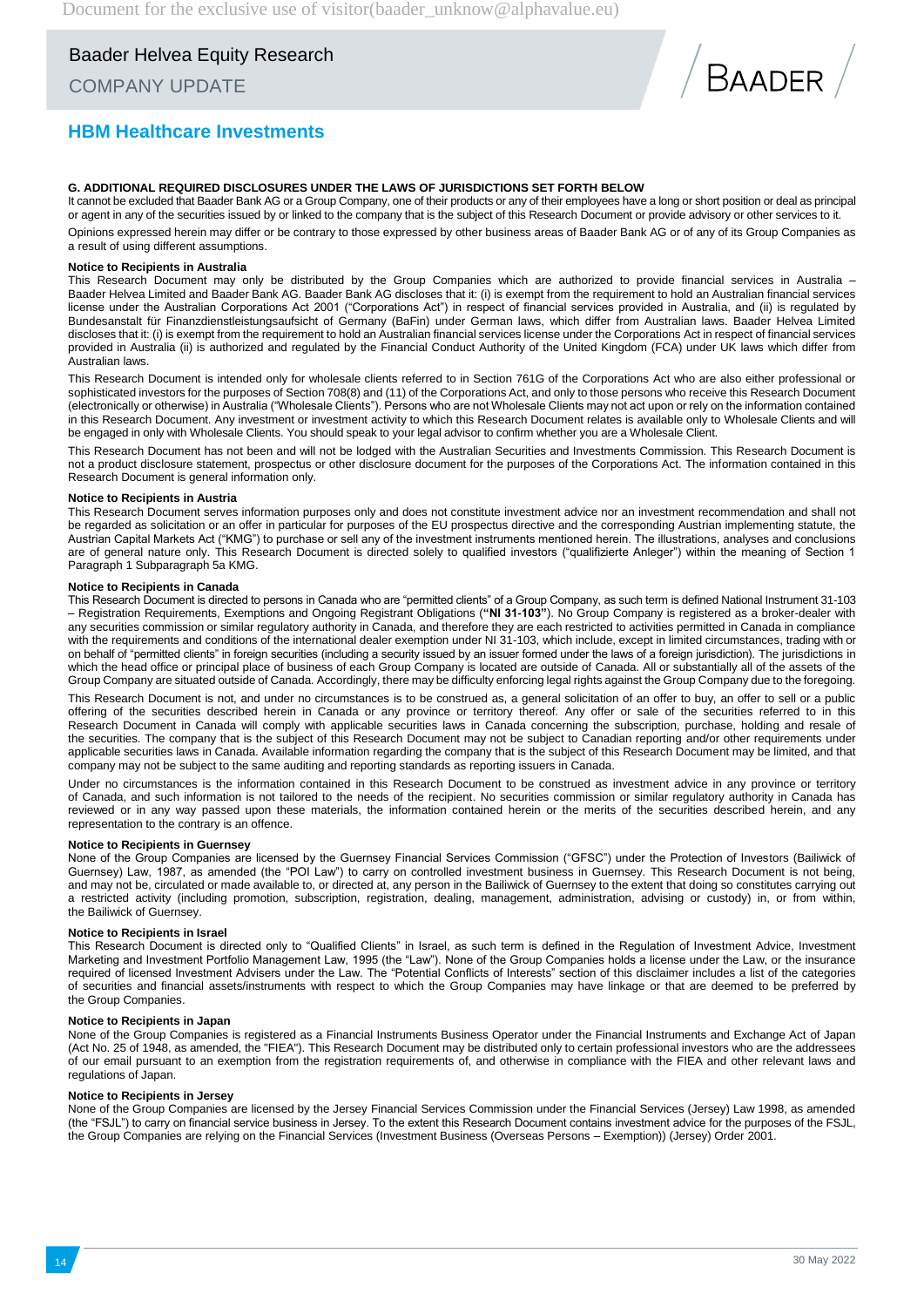## HBM Healthcare Investments

**G. ADDITIONAL REQUIRED DISCLOSURES UNDER THE LAWS OF JURISDICTIONS SET FORTH BELOW**

It cannot be excluded that Baader Bank AG or a Group Company, one of their products or any of their employees have a long or short position or deal as principal or agent in any of the securities issued by or linked to the company that is the subject of this Research Document or provide advisory or other services to it.

Opinions expressed herein may differ or be contrary to those expressed by other business areas of Baader Bank AG or of any of its Group Companies as a result of using different assumptions.

**Notice to Recipients in Australia**

This Research Document may only be distributed by the Group Companies which are authorized to provide financial services in Australia – Baader Helvea Limited and Baader Bank AG. Baader Bank AG discloses that it: (i) is exempt from the requirement to hold an Australian financial services license under the Australian Corporations Act 2001 ("Corporations Act") in respect of financial services provided in Australia, and (ii) is regulated by Bundesanstalt für Finanzdienstleistungsaufsicht of Germany (BaFin) under German laws, which differ from Australian laws. Baader Helvea Limited discloses that it: (i) is exempt from the requirement to hold an Australian financial services license under the Corporations Act in respect of financial services provided in Australia (ii) is authorized and regulated by the Financial Conduct Authority of the United Kingdom (FCA) under UK laws which differ from Australian laws.

This Research Document is intended only for wholesale clients referred to in Section 761G of the Corporations Act who are also either professional or sophisticated investors for the purposes of Section 708(8) and (11) of the Corporations Act, and only to those persons who receive this Research Document (electronically or otherwise) in Australia ("Wholesale Clients"). Persons who are not Wholesale Clients may not act upon or rely on the information contained in this Research Document. Any investment or investment activity to which this Research Document relates is available only to Wholesale Clients and will be engaged in only with Wholesale Clients. You should speak to your legal advisor to confirm whether you are a Wholesale Client.

This Research Document has not been and will not be lodged with the Australian Securities and Investments Commission. This Research Document is not a product disclosure statement, prospectus or other disclosure document for the purposes of the Corporations Act. The information contained in this Research Document is general information only.

**Notice to Recipients in Austria**

This Research Document serves information purposes only and does not constitute investment advice nor an investment recommendation and shall not be regarded as solicitation or an offer in particular for purposes of the EU prospectus directive and the corresponding Austrian implementing statute, the Austrian Capital Markets Act ("KMG") to purchase or sell any of the investment instruments mentioned herein. The illustrations, analyses and conclusions are of general nature only. This Research Document is directed solely to qualified investors ("qualifizierte Anleger") within the meaning of Section 1 Paragraph 1 Subparagraph 5a KMG.

**Notice to Recipients in Canada**

This Research Document is directed to persons in Canada who are "permitted clients" of a Group Company, as such term is defined National Instrument 31-103 – Registration Requirements, Exemptions and Ongoing Registrant Obligations (**"NI 31-103"**). No Group Company is registered as a broker-dealer with any securities commission or similar regulatory authority in Canada, and therefore they are each restricted to activities permitted in Canada in compliance with the requirements and conditions of the international dealer exemption under NI 31-103, which include, except in limited circumstances, trading with or on behalf of "permitted clients" in foreign securities (including a security issued by an issuer formed under the laws of a foreign jurisdiction). The jurisdictions in which the head office or principal place of business of each Group Company is located are outside of Canada. All or substantially all of the assets of the Group Company are situated outside of Canada. Accordingly, there may be difficulty enforcing legal rights against the Group Company due to the foregoing.

This Research Document is not, and under no circumstances is to be construed as, a general solicitation of an offer to buy, an offer to sell or a public offering of the securities described herein in Canada or any province or territory thereof. Any offer or sale of the securities referred to in this Research Document in Canada will comply with applicable securities laws in Canada concerning the subscription, purchase, holding and resale of the securities. The company that is the subject of this Research Document may not be subject to Canadian reporting and/or other requirements under applicable securities laws in Canada. Available information regarding the company that is the subject of this Research Document may be limited, and that company may not be subject to the same auditing and reporting standards as reporting issuers in Canada.

Under no circumstances is the information contained in this Research Document to be construed as investment advice in any province or territory of Canada, and such information is not tailored to the needs of the recipient. No securities commission or similar regulatory authority in Canada has reviewed or in any way passed upon these materials, the information contained herein or the merits of the securities described herein, and any representation to the contrary is an offence.

**Notice to Recipients in Guernsey**

None of the Group Companies are licensed by the Guernsey Financial Services Commission ("GFSC") under the Protection of Investors (Bailiwick of Guernsey) Law, 1987, as amended (the "POI Law") to carry on controlled investment business in Guernsey. This Research Document is not being, and may not be, circulated or made available to, or directed at, any person in the Bailiwick of Guernsey to the extent that doing so constitutes carrying out a restricted activity (including promotion, subscription, registration, dealing, management, administration, advising or custody) in, or from within, the Bailiwick of Guernsey.

**Notice to Recipients in Israel**

This Research Document is directed only to "Qualified Clients" in Israel, as such term is defined in the Regulation of Investment Advice, Investment Marketing and Investment Portfolio Management Law, 1995 (the "Law"). None of the Group Companies holds a license under the Law, or the insurance required of licensed Investment Advisers under the Law. The "Potential Conflicts of Interests" section of this disclaimer includes a list of the categories of securities and financial assets/instruments with respect to which the Group Companies may have linkage or that are deemed to be preferred by the Group Companies.

**Notice to Recipients in Japan**

None of the Group Companies is registered as a Financial Instruments Business Operator under the Financial Instruments and Exchange Act of Japan (Act No. 25 of 1948, as amended, the "FIEA"). This Research Document may be distributed only to certain professional investors who are the addressees of our email pursuant to an exemption from the registration requirements of, and otherwise in compliance with the FIEA and other relevant laws and regulations of Japan.

**Notice to Recipients in Jersey**

None of the Group Companies are licensed by the Jersey Financial Services Commission under the Financial Services (Jersey) Law 1998, as amended (the "FSJL") to carry on financial service business in Jersey. To the extent this Research Document contains investment advice for the purposes of the FSJL, the Group Companies are relying on the Financial Services (Investment Business (Overseas Persons – Exemption)) (Jersey) Order 2001.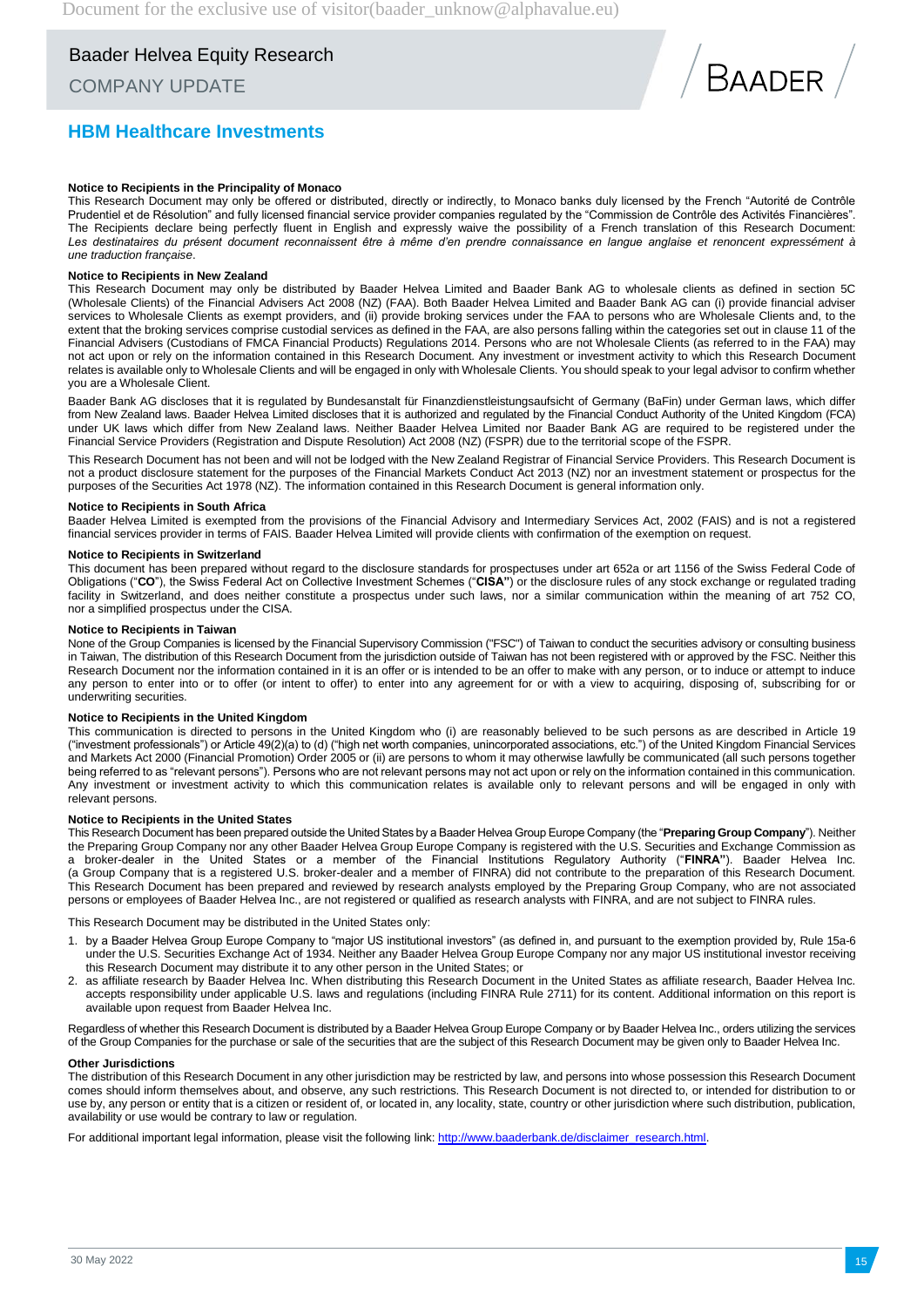## Notice to Recipients in the Principality of Monaco

This Research Document may only be offered or distributed, directly or indirectly, to Monaco banks duly licensed by the French "Autorité de Contrôle Prudentiel et de Résolution" and fully licensed financial service provider companies regulated by the "Commission de Contrôle des Activités Financières". The Recipients declare being perfectly fluent in English and expressly waive the possibility of a French translation of this Research Document: *Les destinataires du présent document reconnaissent être à même d'en prendre connaissance en langue anglaise et renoncent expressément à une traduction française*.

## Notice to Recipients in New Zealand

This Research Document may only be distributed by Baader Helvea Limited and Baader Bank AG to wholesale clients as defined in section 5C (Wholesale Clients) of the Financial Advisers Act 2008 (NZ) (FAA). Both Baader Helvea Limited and Baader Bank AG can (i) provide financial adviser services to Wholesale Clients as exempt providers, and (ii) provide broking services under the FAA to persons who are Wholesale Clients and, to the extent that the broking services comprise custodial services as defined in the FAA, are also persons falling within the categories set out in clause 11 of the Financial Advisers (Custodians of FMCA Financial Products) Regulations 2014. Persons who are not Wholesale Clients (as referred to in the FAA) may not act upon or rely on the information contained in this Research Document. Any investment or investment activity to which this Research Document relates is available only to Wholesale Clients and will be engaged in only with Wholesale Clients. You should speak to your legal advisor to confirm whether you are a Wholesale Client.

Baader Bank AG discloses that it is regulated by Bundesanstalt für Finanzdienstleistungsaufsicht of Germany (BaFin) under German laws, which differ from New Zealand laws. Baader Helvea Limited discloses that it is authorized and regulated by the Financial Conduct Authority of the United Kingdom (FCA) under UK laws which differ from New Zealand laws. Neither Baader Helvea Limited nor Baader Bank AG are required to be registered under the Financial Service Providers (Registration and Dispute Resolution) Act 2008 (NZ) (FSPR) due to the territorial scope of the FSPR.

This Research Document has not been and will not be lodged with the New Zealand Registrar of Financial Service Providers. This Research Document is not a product disclosure statement for the purposes of the Financial Markets Conduct Act 2013 (NZ) nor an investment statement or prospectus for the purposes of the Securities Act 1978 (NZ). The information contained in this Research Document is general information only.

## Notice to Recipients in South Africa

Baader Helvea Limited is exempted from the provisions of the Financial Advisory and Intermediary Services Act, 2002 (FAIS) and is not a registered financial services provider in terms of FAIS. Baader Helvea Limited will provide clients with confirmation of the exemption on request.

## Notice to Recipients in Switzerland

This document has been prepared without regard to the disclosure standards for prospectuses under art 652a or art 1156 of the Swiss Federal Code of Obligations ("**CO**"), the Swiss Federal Act on Collective Investment Schemes ("**CISA**") or the disclosure rules of any stock exchange or regulated trading facility in Switzerland, and does neither constitute a prospectus under such laws, nor a similar communication within the meaning of art 752 CO, nor a simplified prospectus under the CISA.

## Notice to Recipients in Taiwan

None of the Group Companies is licensed by the Financial Supervisory Commission ("FSC") of Taiwan to conduct the securities advisory or consulting business in Taiwan, The distribution of this Research Document from the jurisdiction outside of Taiwan has not been registered with or approved by the FSC. Neither this Research Document nor the information contained in it is an offer or is intended to be an offer to make with any person, or to induce or attempt to induce any person to enter into or to offer (or intent to offer) to enter into any agreement for or with a view to acquiring, disposing of, subscribing for or underwriting securities.

## Notice to Recipients in the United Kingdom

This communication is directed to persons in the United Kingdom who (i) are reasonably believed to be such persons as are described in Article 19 ("investment professionals") or Article 49(2)(a) to (d) ("high net worth companies, unincorporated associations, etc.") of the United Kingdom Financial Services and Markets Act 2000 (Financial Promotion) Order 2005 or (ii) are persons to whom it may otherwise lawfully be communicated (all such persons together being referred to as "relevant persons"). Persons who are not relevant persons may not act upon or rely on the information contained in this communication. Any investment or investment activity to which this communication relates is available only to relevant persons and will be engaged in only with relevant persons.

## Notice to Recipients in the United States

This Research Document has been prepared outside the United States by a Baader Helvea Group Europe Company (the "**Preparing Group Company**"). Neither the Preparing Group Company nor any other Baader Helvea Group Europe Company is registered with the U.S. Securities and Exchange Commission as a broker-dealer in the United States or a member of the Financial Institutions Regulatory Authority ("**FINRA**"). Baader Helvea Inc. (a Group Company that is a registered U.S. broker-dealer and a member of FINRA) did not contribute to the preparation of this Research Document. This Research Document has been prepared and reviewed by research analysts employed by the Preparing Group Company, who are not associated persons or employees of Baader Helvea Inc., are not registered or qualified as research analysts with FINRA, and are not subject to FINRA rules.

This Research Document may be distributed in the United States only:

1. by a Baader Helvea Group Europe Company to "major US institutional investors" (as defined in, and pursuant to the exemption provided by, Rule 15a-6 under the U.S. Securities Exchange Act of 1934. Neither any Baader Helvea Group Europe Company nor any major US institutional investor receiving this Research Document may distribute it to any other person in the United States; or
2. as affiliate research by Baader Helvea Inc. When distributing this Research Document in the United States as affiliate research, Baader Helvea Inc. accepts responsibility under applicable U.S. laws and regulations (including FINRA Rule 2711) for its content. Additional information on this report is available upon request from Baader Helvea Inc.

Regardless of whether this Research Document is distributed by a Baader Helvea Group Europe Company or by Baader Helvea Inc., orders utilizing the services of the Group Companies for the purchase or sale of the securities that are the subject of this Research Document may be given only to Baader Helvea Inc.

## Other Jurisdictions

The distribution of this Research Document in any other jurisdiction may be restricted by law, and persons into whose possession this Research Document comes should inform themselves about, and observe, any such restrictions. This Research Document is not directed to, or intended for distribution to or use by, any person or entity that is a citizen or resident of, or located in, any locality, state, country or other jurisdiction where such distribution, publication, availability or use would be contrary to law or regulation.

For additional important legal information, please visit the following link: [http://www.baaderbank.de/disclaimer_research.html](http://www.baaderbank.de/disclaimer_research.html).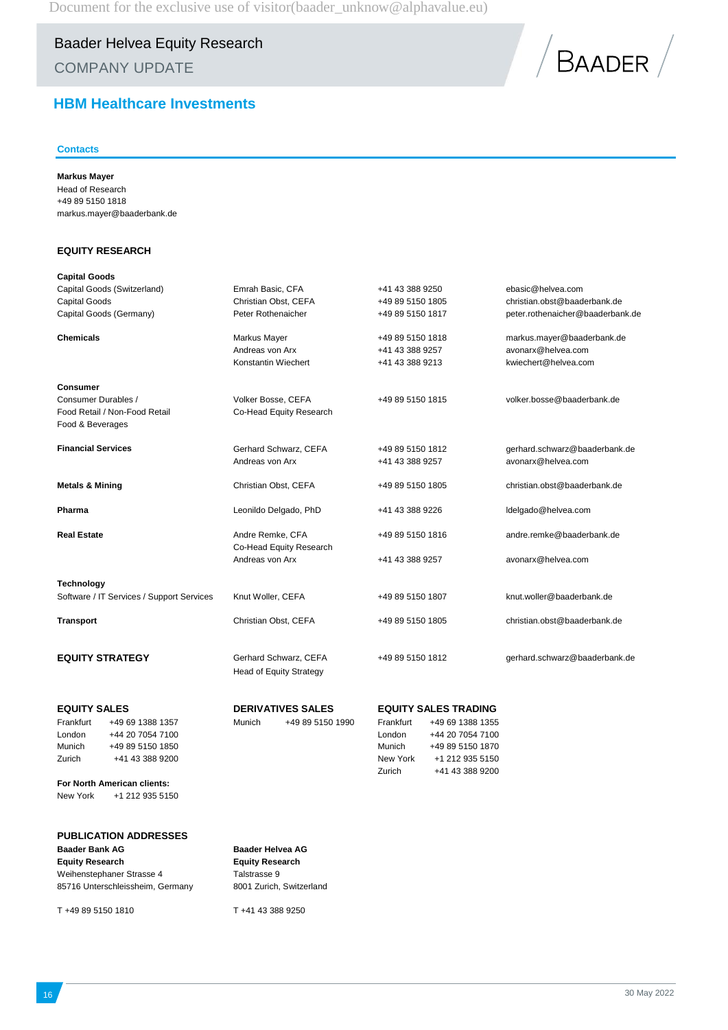Baader Helvea Equity Research

COMPANY UPDATE

## HBM Healthcare Investments

### Contacts

**Markus Mayer**
Head of Research
+49 89 5150 1818
markus.mayer@baaderbank.de

### EQUITY RESEARCH

| | | | |
|---|---|---|---|
| **Capital Goods** | | | |
| Capital Goods (Switzerland) | Emrah Basic, CFA | +41 43 388 9250 | ebasic@helvea.com |
| Capital Goods | Christian Obst, CEFA | +49 89 5150 1805 | christian.obst@baaderbank.de |
| Capital Goods (Germany) | Peter Rothenaicher | +49 89 5150 1817 | peter.rothenaicher@baaderbank.de |
| **Chemicals** | Markus Mayer | +49 89 5150 1818 | markus.mayer@baaderbank.de |
| | Andreas von Arx | +41 43 388 9257 | avonarx@helvea.com |
| | Konstantin Wiechert | +41 43 388 9213 | kwiechert@helvea.com |
| **Consumer** | | | |
| Consumer Durables / | Volker Bosse, CEFA | +49 89 5150 1815 | volker.bosse@baaderbank.de |
| Food Retail / Non-Food Retail | Co-Head Equity Research | | |
| Food & Beverages | | | |
| **Financial Services** | Gerhard Schwarz, CEFA | +49 89 5150 1812 | gerhard.schwarz@baaderbank.de |
| | Andreas von Arx | +41 43 388 9257 | avonarx@helvea.com |
| **Metals & Mining** | Christian Obst, CEFA | +49 89 5150 1805 | christian.obst@baaderbank.de |
| **Pharma** | Leonildo Delgado, PhD | +41 43 388 9226 | ldelgado@helvea.com |
| **Real Estate** | Andre Remke, CFA | +49 89 5150 1816 | andre.remke@baaderbank.de |
| | Co-Head Equity Research | | |
| | Andreas von Arx | +41 43 388 9257 | avonarx@helvea.com |
| **Technology** | | | |
| Software / IT Services / Support Services | Knut Woller, CEFA | +49 89 5150 1807 | knut.woller@baaderbank.de |
| **Transport** | Christian Obst, CEFA | +49 89 5150 1805 | christian.obst@baaderbank.de |

### EQUITY STRATEGY

Gerhard Schwarz, CEFA — Head of Equity Strategy — +49 89 5150 1812 — gerhard.schwarz@baaderbank.de

### EQUITY SALES

| | |
|---|---|
| Frankfurt | +49 69 1388 1357 |
| London | +44 20 7054 7100 |
| Munich | +49 89 5150 1850 |
| Zurich | +41 43 388 9200 |

**For North American clients:**
New York +1 212 935 5150

### DERIVATIVES SALES

Munich +49 89 5150 1990

### EQUITY SALES TRADING

| | |
|---|---|
| Frankfurt | +49 69 1388 1355 |
| London | +44 20 7054 7100 |
| Munich | +49 89 5150 1870 |
| New York | +1 212 935 5150 |
| Zurich | +41 43 388 9200 |

### PUBLICATION ADDRESSES

**Baader Bank AG**
**Equity Research**
Weihenstephaner Strasse 4
85716 Unterschleissheim, Germany

T +49 89 5150 1810

**Baader Helvea AG**
**Equity Research**
Talstrasse 9
8001 Zurich, Switzerland

T +41 43 388 9250

30 May 2022